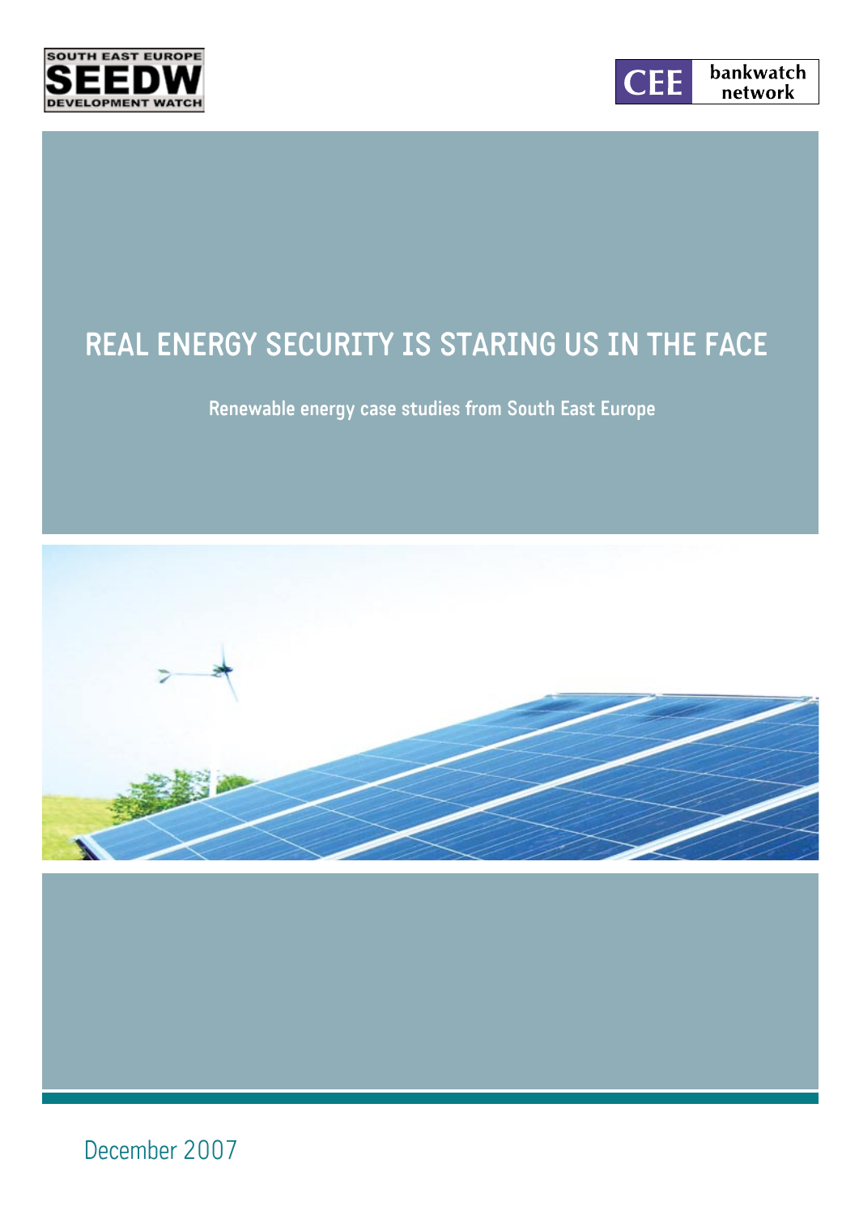SOUTH EAST EUROPE
SEEDW
DEVELOPMENT WATCH

CEE bankwatch network

# REAL ENERGY SECURITY IS STARING US IN THE FACE

**Renewable energy case studies from South East Europe**

December 2007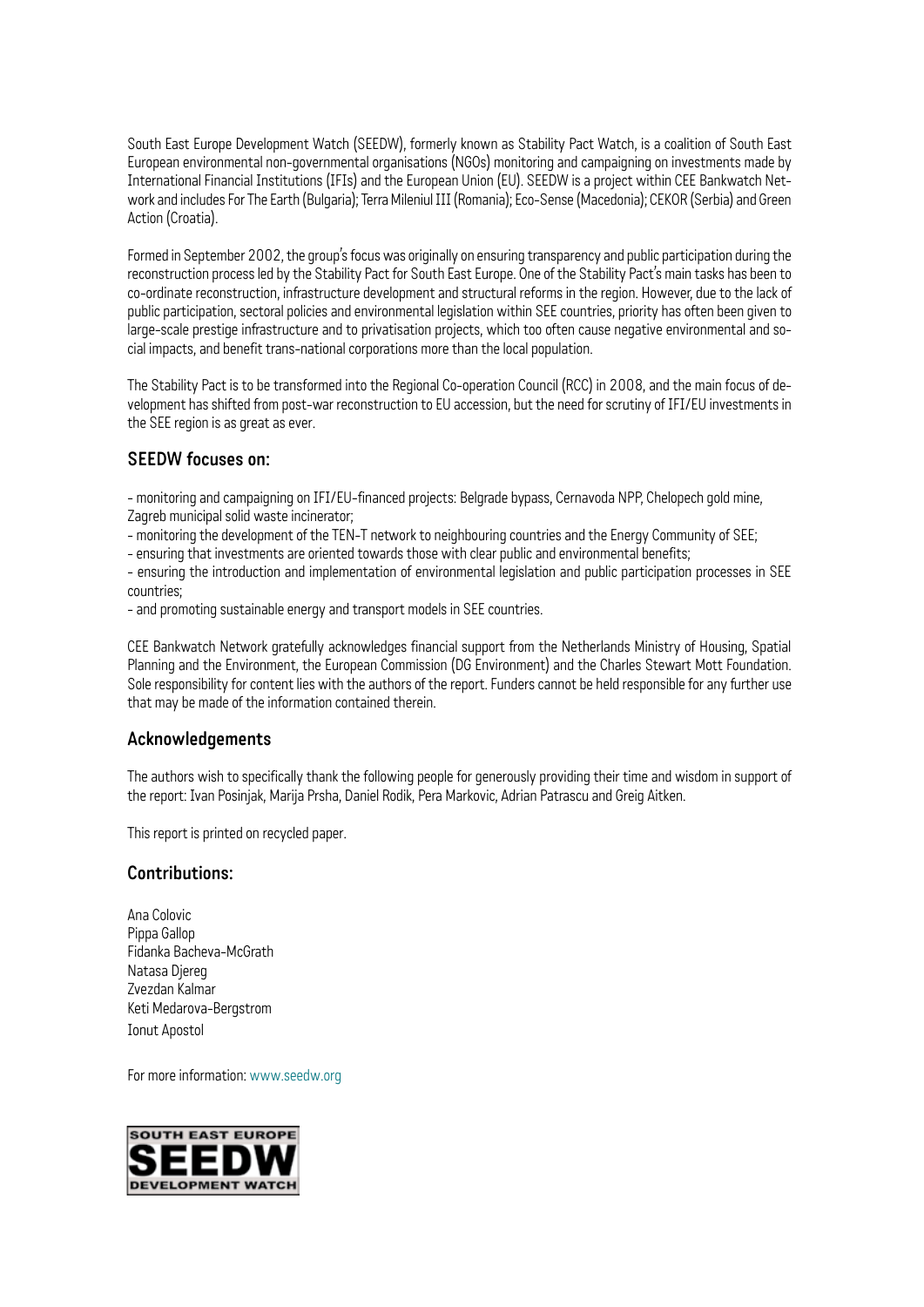South East Europe Development Watch (SEEDW), formerly known as Stability Pact Watch, is a coalition of South East European environmental non-governmental organisations (NGOs) monitoring and campaigning on investments made by International Financial Institutions (IFIs) and the European Union (EU). SEEDW is a project within CEE Bankwatch Network and includes For The Earth (Bulgaria); Terra Mileniul III (Romania); Eco-Sense (Macedonia); CEKOR (Serbia) and Green Action (Croatia).

Formed in September 2002, the group's focus was originally on ensuring transparency and public participation during the reconstruction process led by the Stability Pact for South East Europe. One of the Stability Pact's main tasks has been to co-ordinate reconstruction, infrastructure development and structural reforms in the region. However, due to the lack of public participation, sectoral policies and environmental legislation within SEE countries, priority has often been given to large-scale prestige infrastructure and to privatisation projects, which too often cause negative environmental and social impacts, and benefit trans-national corporations more than the local population.

The Stability Pact is to be transformed into the Regional Co-operation Council (RCC) in 2008, and the main focus of development has shifted from post-war reconstruction to EU accession, but the need for scrutiny of IFI/EU investments in the SEE region is as great as ever.

## SEEDW focuses on:

- monitoring and campaigning on IFI/EU-financed projects: Belgrade bypass, Cernavoda NPP, Chelopech gold mine, Zagreb municipal solid waste incinerator;
- monitoring the development of the TEN-T network to neighbouring countries and the Energy Community of SEE;
- ensuring that investments are oriented towards those with clear public and environmental benefits;
- ensuring the introduction and implementation of environmental legislation and public participation processes in SEE countries;
- and promoting sustainable energy and transport models in SEE countries.

CEE Bankwatch Network gratefully acknowledges financial support from the Netherlands Ministry of Housing, Spatial Planning and the Environment, the European Commission (DG Environment) and the Charles Stewart Mott Foundation. Sole responsibility for content lies with the authors of the report. Funders cannot be held responsible for any further use that may be made of the information contained therein.

## Acknowledgements

The authors wish to specifically thank the following people for generously providing their time and wisdom in support of the report: Ivan Posinjak, Marija Prsha, Daniel Rodik, Pera Markovic, Adrian Patrascu and Greig Aitken.

This report is printed on recycled paper.

## Contributions:

Ana Colovic
Pippa Gallop
Fidanka Bacheva-McGrath
Natasa Djereg
Zvezdan Kalmar
Keti Medarova-Bergstrom
Ionut Apostol

For more information: www.seedw.org

SOUTH EAST EUROPE
SEEDW
DEVELOPMENT WATCH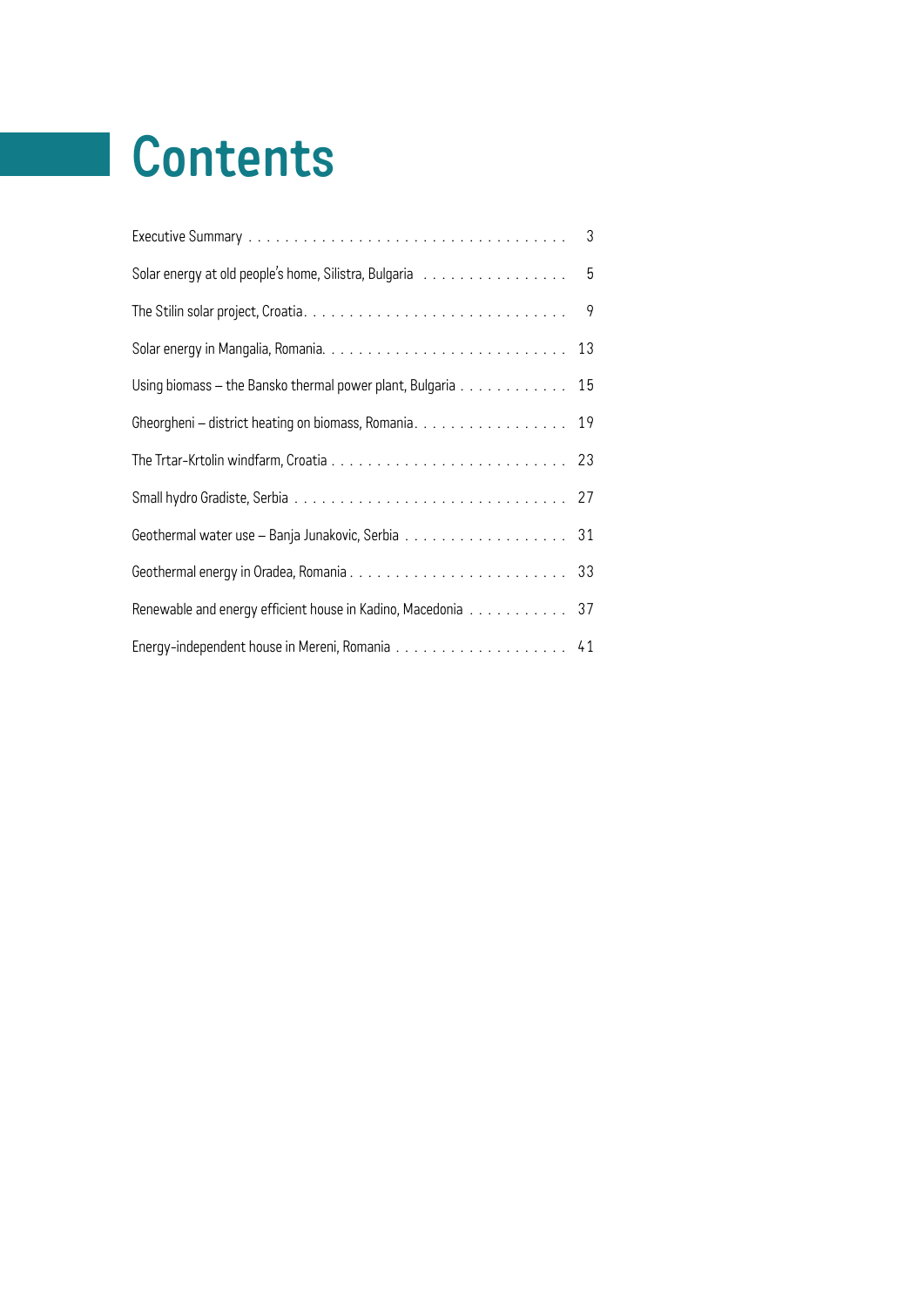# Contents

| | |
|---|---|
| Executive Summary | 3 |
| Solar energy at old people's home, Silistra, Bulgaria | 5 |
| The Stilin solar project, Croatia | 9 |
| Solar energy in Mangalia, Romania | 13 |
| Using biomass – the Bansko thermal power plant, Bulgaria | 15 |
| Gheorgheni – district heating on biomass, Romania | 19 |
| The Trtar-Krtolin windfarm, Croatia | 23 |
| Small hydro Gradiste, Serbia | 27 |
| Geothermal water use – Banja Junakovic, Serbia | 31 |
| Geothermal energy in Oradea, Romania | 33 |
| Renewable and energy efficient house in Kadino, Macedonia | 37 |
| Energy-independent house in Mereni, Romania | 41 |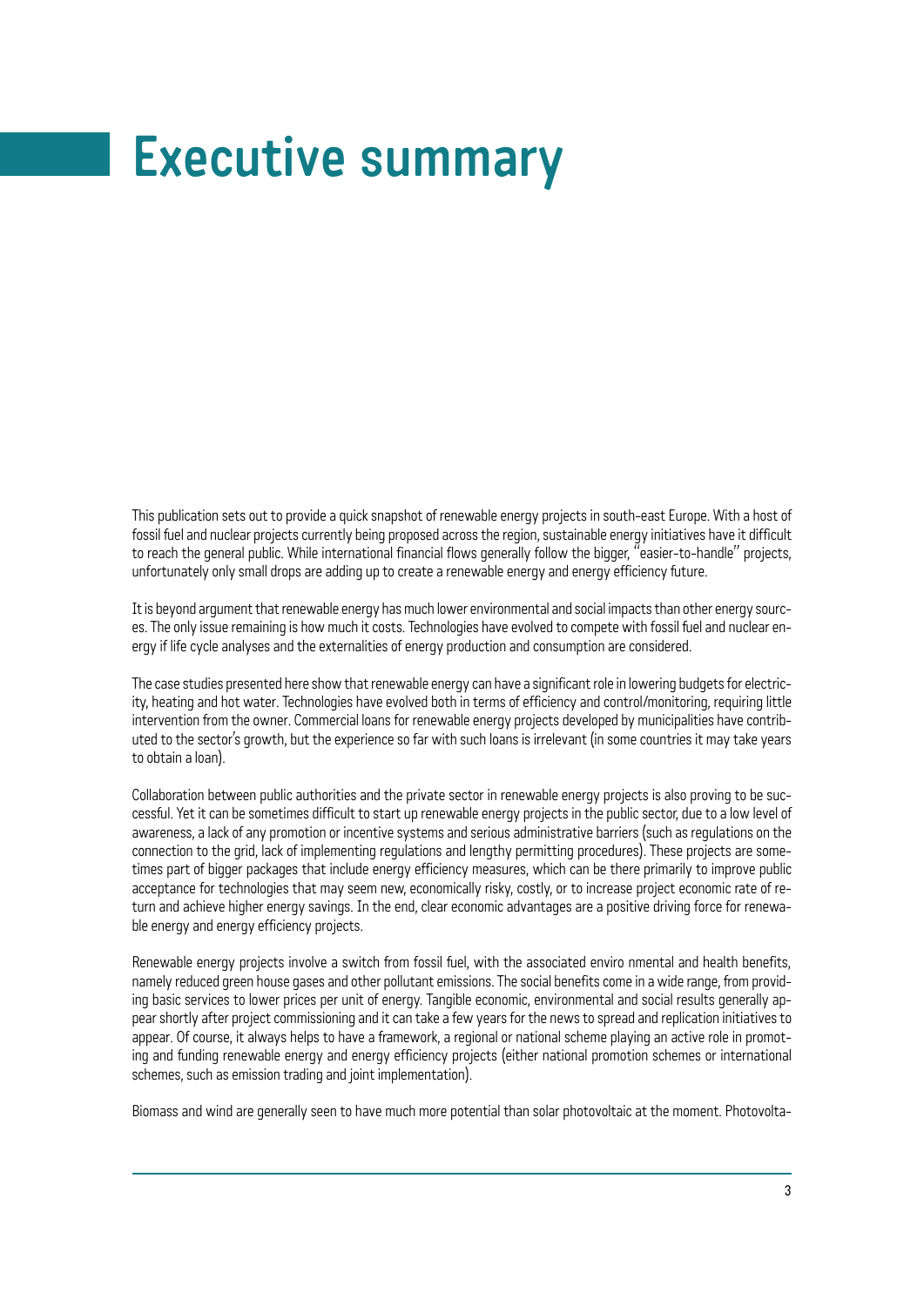# Executive summary

This publication sets out to provide a quick snapshot of renewable energy projects in south-east Europe. With a host of fossil fuel and nuclear projects currently being proposed across the region, sustainable energy initiatives have it difficult to reach the general public. While international financial flows generally follow the bigger, "easier-to-handle" projects, unfortunately only small drops are adding up to create a renewable energy and energy efficiency future.

It is beyond argument that renewable energy has much lower environmental and social impacts than other energy sources. The only issue remaining is how much it costs. Technologies have evolved to compete with fossil fuel and nuclear energy if life cycle analyses and the externalities of energy production and consumption are considered.

The case studies presented here show that renewable energy can have a significant role in lowering budgets for electricity, heating and hot water. Technologies have evolved both in terms of efficiency and control/monitoring, requiring little intervention from the owner. Commercial loans for renewable energy projects developed by municipalities have contributed to the sector's growth, but the experience so far with such loans is irrelevant (in some countries it may take years to obtain a loan).

Collaboration between public authorities and the private sector in renewable energy projects is also proving to be successful. Yet it can be sometimes difficult to start up renewable energy projects in the public sector, due to a low level of awareness, a lack of any promotion or incentive systems and serious administrative barriers (such as regulations on the connection to the grid, lack of implementing regulations and lengthy permitting procedures). These projects are sometimes part of bigger packages that include energy efficiency measures, which can be there primarily to improve public acceptance for technologies that may seem new, economically risky, costly, or to increase project economic rate of return and achieve higher energy savings. In the end, clear economic advantages are a positive driving force for renewable energy and energy efficiency projects.

Renewable energy projects involve a switch from fossil fuel, with the associated enviro nmental and health benefits, namely reduced green house gases and other pollutant emissions. The social benefits come in a wide range, from providing basic services to lower prices per unit of energy. Tangible economic, environmental and social results generally appear shortly after project commissioning and it can take a few years for the news to spread and replication initiatives to appear. Of course, it always helps to have a framework, a regional or national scheme playing an active role in promoting and funding renewable energy and energy efficiency projects (either national promotion schemes or international schemes, such as emission trading and joint implementation).

Biomass and wind are generally seen to have much more potential than solar photovoltaic at the moment. Photovolta-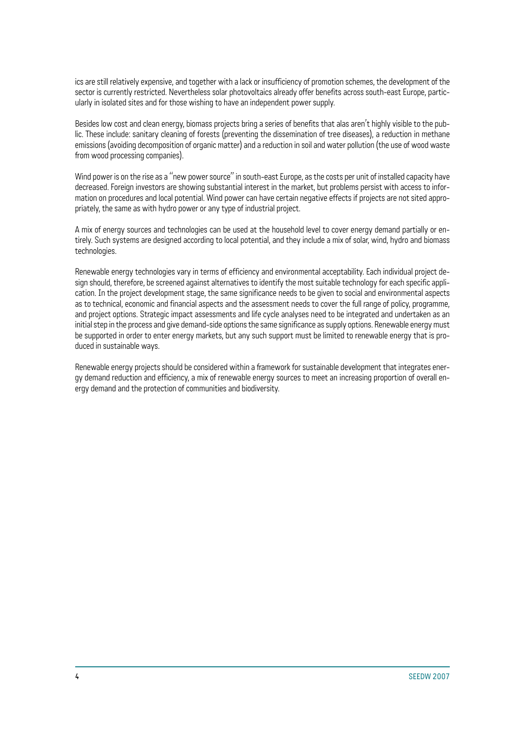ics are still relatively expensive, and together with a lack or insufficiency of promotion schemes, the development of the sector is currently restricted. Nevertheless solar photovoltaics already offer benefits across south-east Europe, particularly in isolated sites and for those wishing to have an independent power supply.

Besides low cost and clean energy, biomass projects bring a series of benefits that alas aren't highly visible to the public. These include: sanitary cleaning of forests (preventing the dissemination of tree diseases), a reduction in methane emissions (avoiding decomposition of organic matter) and a reduction in soil and water pollution (the use of wood waste from wood processing companies).

Wind power is on the rise as a "new power source" in south-east Europe, as the costs per unit of installed capacity have decreased. Foreign investors are showing substantial interest in the market, but problems persist with access to information on procedures and local potential. Wind power can have certain negative effects if projects are not sited appropriately, the same as with hydro power or any type of industrial project.

A mix of energy sources and technologies can be used at the household level to cover energy demand partially or entirely. Such systems are designed according to local potential, and they include a mix of solar, wind, hydro and biomass technologies.

Renewable energy technologies vary in terms of efficiency and environmental acceptability. Each individual project design should, therefore, be screened against alternatives to identify the most suitable technology for each specific application. In the project development stage, the same significance needs to be given to social and environmental aspects as to technical, economic and financial aspects and the assessment needs to cover the full range of policy, programme, and project options. Strategic impact assessments and life cycle analyses need to be integrated and undertaken as an initial step in the process and give demand-side options the same significance as supply options. Renewable energy must be supported in order to enter energy markets, but any such support must be limited to renewable energy that is produced in sustainable ways.

Renewable energy projects should be considered within a framework for sustainable development that integrates energy demand reduction and efficiency, a mix of renewable energy sources to meet an increasing proportion of overall energy demand and the protection of communities and biodiversity.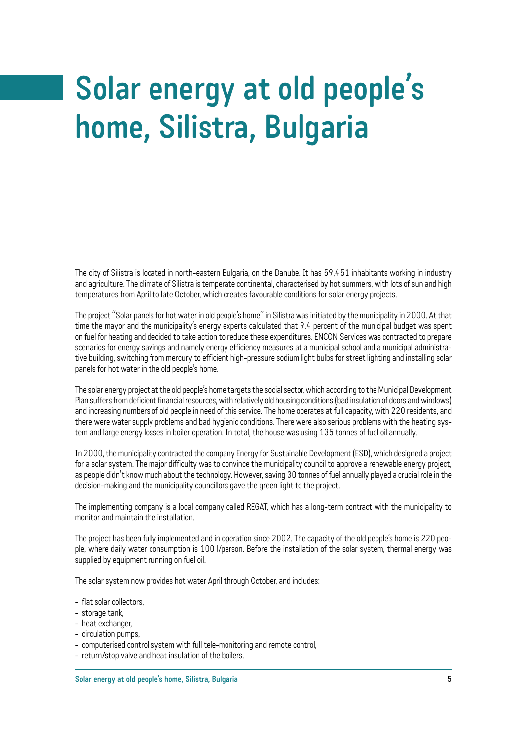# Solar energy at old people's home, Silistra, Bulgaria

The city of Silistra is located in north-eastern Bulgaria, on the Danube. It has 59,451 inhabitants working in industry and agriculture. The climate of Silistra is temperate continental, characterised by hot summers, with lots of sun and high temperatures from April to late October, which creates favourable conditions for solar energy projects.

The project "Solar panels for hot water in old people's home" in Silistra was initiated by the municipality in 2000. At that time the mayor and the municipality's energy experts calculated that 9.4 percent of the municipal budget was spent on fuel for heating and decided to take action to reduce these expenditures. ENCON Services was contracted to prepare scenarios for energy savings and namely energy efficiency measures at a municipal school and a municipal administrative building, switching from mercury to efficient high-pressure sodium light bulbs for street lighting and installing solar panels for hot water in the old people's home.

The solar energy project at the old people's home targets the social sector, which according to the Municipal Development Plan suffers from deficient financial resources, with relatively old housing conditions (bad insulation of doors and windows) and increasing numbers of old people in need of this service. The home operates at full capacity, with 220 residents, and there were water supply problems and bad hygienic conditions. There were also serious problems with the heating system and large energy losses in boiler operation. In total, the house was using 135 tonnes of fuel oil annually.

In 2000, the municipality contracted the company Energy for Sustainable Development (ESD), which designed a project for a solar system. The major difficulty was to convince the municipality council to approve a renewable energy project, as people didn't know much about the technology. However, saving 30 tonnes of fuel annually played a crucial role in the decision-making and the municipality councillors gave the green light to the project.

The implementing company is a local company called REGAT, which has a long-term contract with the municipality to monitor and maintain the installation.

The project has been fully implemented and in operation since 2002. The capacity of the old people's home is 220 people, where daily water consumption is 100 l/person. Before the installation of the solar system, thermal energy was supplied by equipment running on fuel oil.

The solar system now provides hot water April through October, and includes:

- flat solar collectors,
- storage tank,
- heat exchanger,
- circulation pumps,
- computerised control system with full tele-monitoring and remote control,
- return/stop valve and heat insulation of the boilers.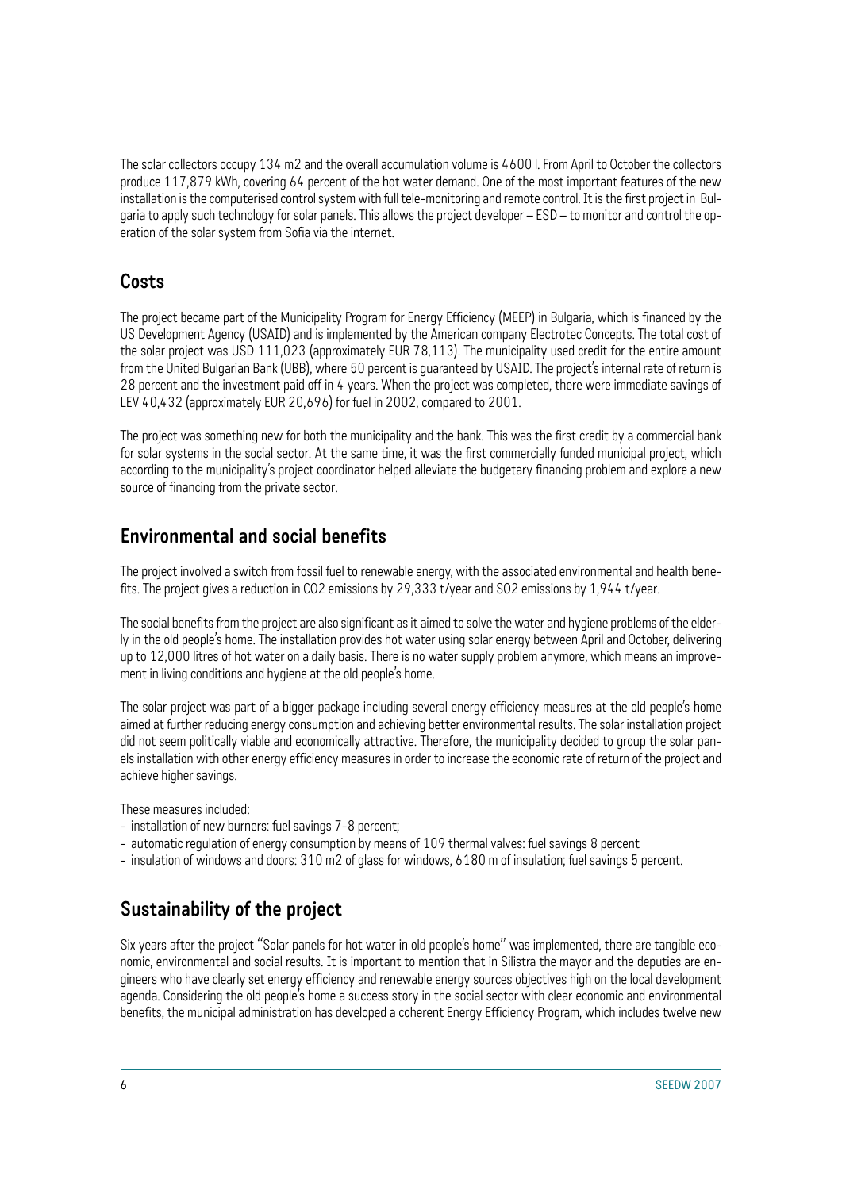The solar collectors occupy 134 m2 and the overall accumulation volume is 4600 l. From April to October the collectors produce 117,879 kWh, covering 64 percent of the hot water demand. One of the most important features of the new installation is the computerised control system with full tele-monitoring and remote control. It is the first project in Bulgaria to apply such technology for solar panels. This allows the project developer – ESD – to monitor and control the operation of the solar system from Sofia via the internet.

## Costs

The project became part of the Municipality Program for Energy Efficiency (MEEP) in Bulgaria, which is financed by the US Development Agency (USAID) and is implemented by the American company Electrotec Concepts. The total cost of the solar project was USD 111,023 (approximately EUR 78,113). The municipality used credit for the entire amount from the United Bulgarian Bank (UBB), where 50 percent is guaranteed by USAID. The project's internal rate of return is 28 percent and the investment paid off in 4 years. When the project was completed, there were immediate savings of LEV 40,432 (approximately EUR 20,696) for fuel in 2002, compared to 2001.

The project was something new for both the municipality and the bank. This was the first credit by a commercial bank for solar systems in the social sector. At the same time, it was the first commercially funded municipal project, which according to the municipality's project coordinator helped alleviate the budgetary financing problem and explore a new source of financing from the private sector.

## Environmental and social benefits

The project involved a switch from fossil fuel to renewable energy, with the associated environmental and health benefits. The project gives a reduction in $CO_2$ emissions by 29,333 t/year and $SO_2$ emissions by 1,944 t/year.

The social benefits from the project are also significant as it aimed to solve the water and hygiene problems of the elderly in the old people's home. The installation provides hot water using solar energy between April and October, delivering up to 12,000 litres of hot water on a daily basis. There is no water supply problem anymore, which means an improvement in living conditions and hygiene at the old people's home.

The solar project was part of a bigger package including several energy efficiency measures at the old people's home aimed at further reducing energy consumption and achieving better environmental results. The solar installation project did not seem politically viable and economically attractive. Therefore, the municipality decided to group the solar panels installation with other energy efficiency measures in order to increase the economic rate of return of the project and achieve higher savings.

These measures included:

- installation of new burners: fuel savings 7-8 percent;
- automatic regulation of energy consumption by means of 109 thermal valves: fuel savings 8 percent
- insulation of windows and doors: 310 m2 of glass for windows, 6180 m of insulation; fuel savings 5 percent.

## Sustainability of the project

Six years after the project "Solar panels for hot water in old people's home" was implemented, there are tangible economic, environmental and social results. It is important to mention that in Silistra the mayor and the deputies are engineers who have clearly set energy efficiency and renewable energy sources objectives high on the local development agenda. Considering the old people's home a success story in the social sector with clear economic and environmental benefits, the municipal administration has developed a coherent Energy Efficiency Program, which includes twelve new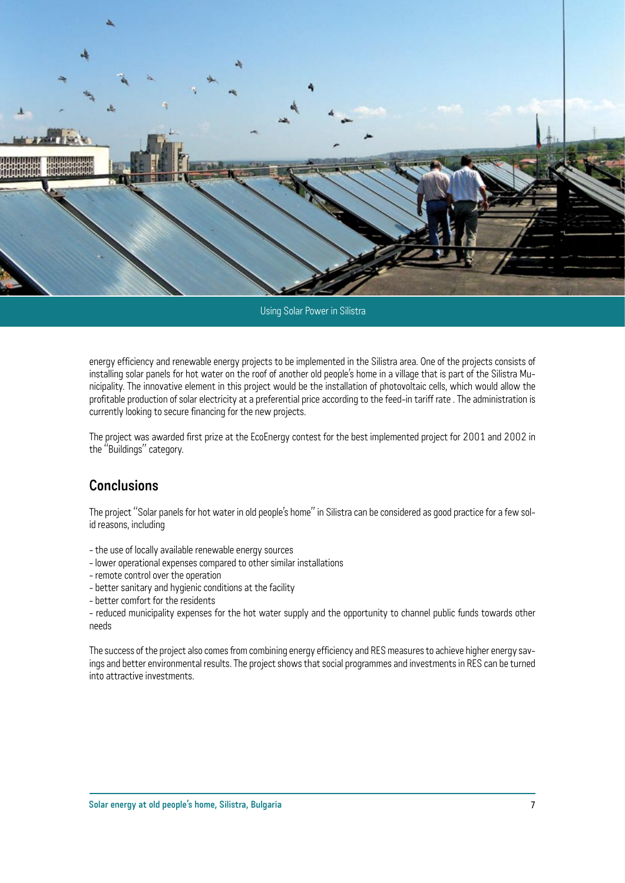Using Solar Power in Silistra

energy efficiency and renewable energy projects to be implemented in the Silistra area. One of the projects consists of installing solar panels for hot water on the roof of another old people's home in a village that is part of the Silistra Municipality. The innovative element in this project would be the installation of photovoltaic cells, which would allow the profitable production of solar electricity at a preferential price according to the feed-in tariff rate . The administration is currently looking to secure financing for the new projects.

The project was awarded first prize at the EcoEnergy contest for the best implemented project for 2001 and 2002 in the "Buildings" category.

## Conclusions

The project "Solar panels for hot water in old people's home" in Silistra can be considered as good practice for a few solid reasons, including

- the use of locally available renewable energy sources
- lower operational expenses compared to other similar installations
- remote control over the operation
- better sanitary and hygienic conditions at the facility
- better comfort for the residents
- reduced municipality expenses for the hot water supply and the opportunity to channel public funds towards other needs

The success of the project also comes from combining energy efficiency and RES measures to achieve higher energy savings and better environmental results. The project shows that social programmes and investments in RES can be turned into attractive investments.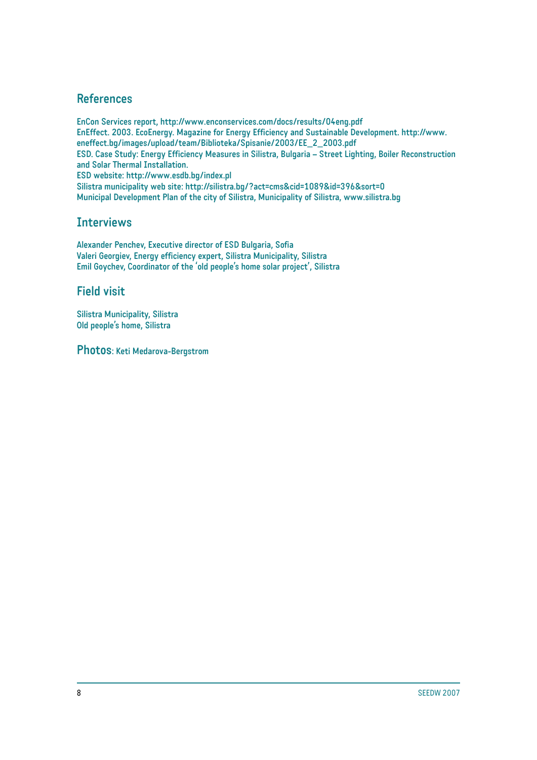## References

EnCon Services report, http://www.enconservices.com/docs/results/04eng.pdf
EnEffect. 2003. EcoEnergy. Magazine for Energy Efficiency and Sustainable Development. http://www.eneffect.bg/images/upload/team/Biblioteka/Spisanie/2003/EE_2_2003.pdf
ESD. Case Study: Energy Efficiency Measures in Silistra, Bulgaria – Street Lighting, Boiler Reconstruction and Solar Thermal Installation.
ESD website: http://www.esdb.bg/index.pl
Silistra municipality web site: http://silistra.bg/?act=cms&cid=1089&id=396&sort=0
Municipal Development Plan of the city of Silistra, Municipality of Silistra, www.silistra.bg

## Interviews

Alexander Penchev, Executive director of ESD Bulgaria, Sofia
Valeri Georgiev, Energy efficiency expert, Silistra Municipality, Silistra
Emil Goychev, Coordinator of the 'old people's home solar project', Silistra

## Field visit

Silistra Municipality, Silistra
Old people's home, Silistra

**Photos**: Keti Medarova-Bergstrom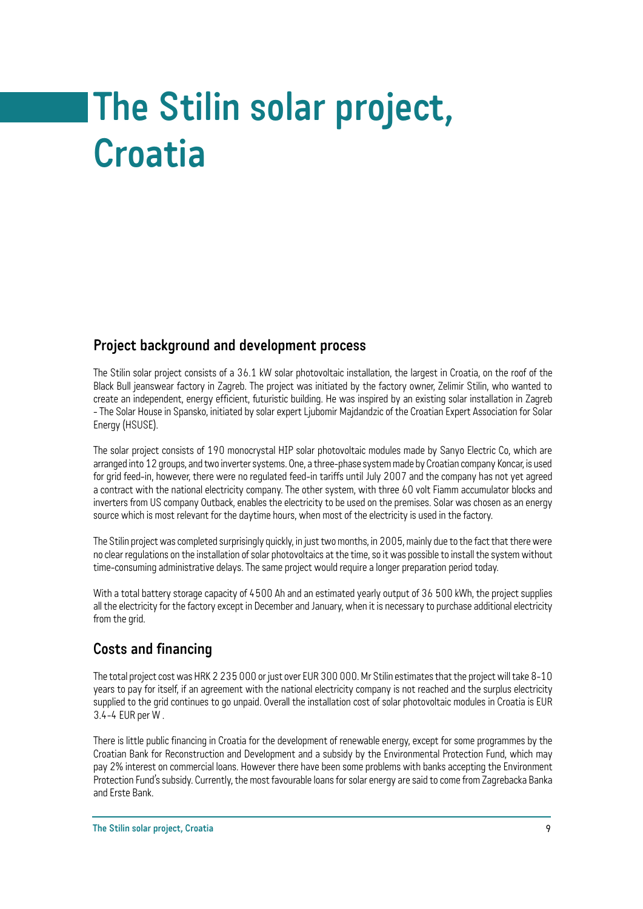# The Stilin solar project, Croatia

## Project background and development process

The Stilin solar project consists of a 36.1 kW solar photovoltaic installation, the largest in Croatia, on the roof of the Black Bull jeanswear factory in Zagreb. The project was initiated by the factory owner, Zelimir Stilin, who wanted to create an independent, energy efficient, futuristic building. He was inspired by an existing solar installation in Zagreb - The Solar House in Spansko, initiated by solar expert Ljubomir Majdandzic of the Croatian Expert Association for Solar Energy (HSUSE).

The solar project consists of 190 monocrystal HIP solar photovoltaic modules made by Sanyo Electric Co, which are arranged into 12 groups, and two inverter systems. One, a three-phase system made by Croatian company Koncar, is used for grid feed-in, however, there were no regulated feed-in tariffs until July 2007 and the company has not yet agreed a contract with the national electricity company. The other system, with three 60 volt Fiamm accumulator blocks and inverters from US company Outback, enables the electricity to be used on the premises. Solar was chosen as an energy source which is most relevant for the daytime hours, when most of the electricity is used in the factory.

The Stilin project was completed surprisingly quickly, in just two months, in 2005, mainly due to the fact that there were no clear regulations on the installation of solar photovoltaics at the time, so it was possible to install the system without time-consuming administrative delays. The same project would require a longer preparation period today.

With a total battery storage capacity of 4500 Ah and an estimated yearly output of 36 500 kWh, the project supplies all the electricity for the factory except in December and January, when it is necessary to purchase additional electricity from the grid.

## Costs and financing

The total project cost was HRK 2 235 000 or just over EUR 300 000. Mr Stilin estimates that the project will take 8-10 years to pay for itself, if an agreement with the national electricity company is not reached and the surplus electricity supplied to the grid continues to go unpaid. Overall the installation cost of solar photovoltaic modules in Croatia is EUR 3.4-4 EUR per W .

There is little public financing in Croatia for the development of renewable energy, except for some programmes by the Croatian Bank for Reconstruction and Development and a subsidy by the Environmental Protection Fund, which may pay 2% interest on commercial loans. However there have been some problems with banks accepting the Environment Protection Fund's subsidy. Currently, the most favourable loans for solar energy are said to come from Zagrebacka Banka and Erste Bank.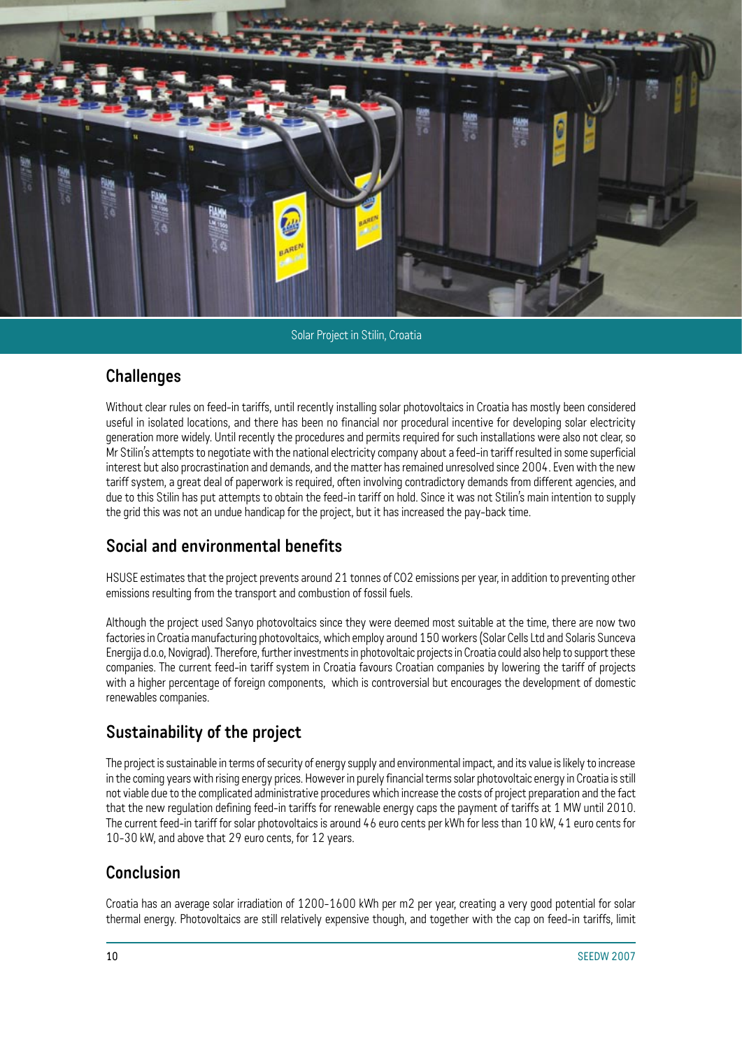Solar Project in Stilin, Croatia

## Challenges

Without clear rules on feed-in tariffs, until recently installing solar photovoltaics in Croatia has mostly been considered useful in isolated locations, and there has been no financial nor procedural incentive for developing solar electricity generation more widely. Until recently the procedures and permits required for such installations were also not clear, so Mr Stilin's attempts to negotiate with the national electricity company about a feed-in tariff resulted in some superficial interest but also procrastination and demands, and the matter has remained unresolved since 2004. Even with the new tariff system, a great deal of paperwork is required, often involving contradictory demands from different agencies, and due to this Stilin has put attempts to obtain the feed-in tariff on hold. Since it was not Stilin's main intention to supply the grid this was not an undue handicap for the project, but it has increased the pay-back time.

## Social and environmental benefits

HSUSE estimates that the project prevents around 21 tonnes of $CO_2$ emissions per year, in addition to preventing other emissions resulting from the transport and combustion of fossil fuels.

Although the project used Sanyo photovoltaics since they were deemed most suitable at the time, there are now two factories in Croatia manufacturing photovoltaics, which employ around 150 workers (Solar Cells Ltd and Solaris Sunceva Energija d.o.o, Novigrad). Therefore, further investments in photovoltaic projects in Croatia could also help to support these companies. The current feed-in tariff system in Croatia favours Croatian companies by lowering the tariff of projects with a higher percentage of foreign components, which is controversial but encourages the development of domestic renewables companies.

## Sustainability of the project

The project is sustainable in terms of security of energy supply and environmental impact, and its value is likely to increase in the coming years with rising energy prices. However in purely financial terms solar photovoltaic energy in Croatia is still not viable due to the complicated administrative procedures which increase the costs of project preparation and the fact that the new regulation defining feed-in tariffs for renewable energy caps the payment of tariffs at 1 MW until 2010. The current feed-in tariff for solar photovoltaics is around 46 euro cents per kWh for less than 10 kW, 41 euro cents for 10-30 kW, and above that 29 euro cents, for 12 years.

## Conclusion

Croatia has an average solar irradiation of 1200-1600 kWh per m2 per year, creating a very good potential for solar thermal energy. Photovoltaics are still relatively expensive though, and together with the cap on feed-in tariffs, limit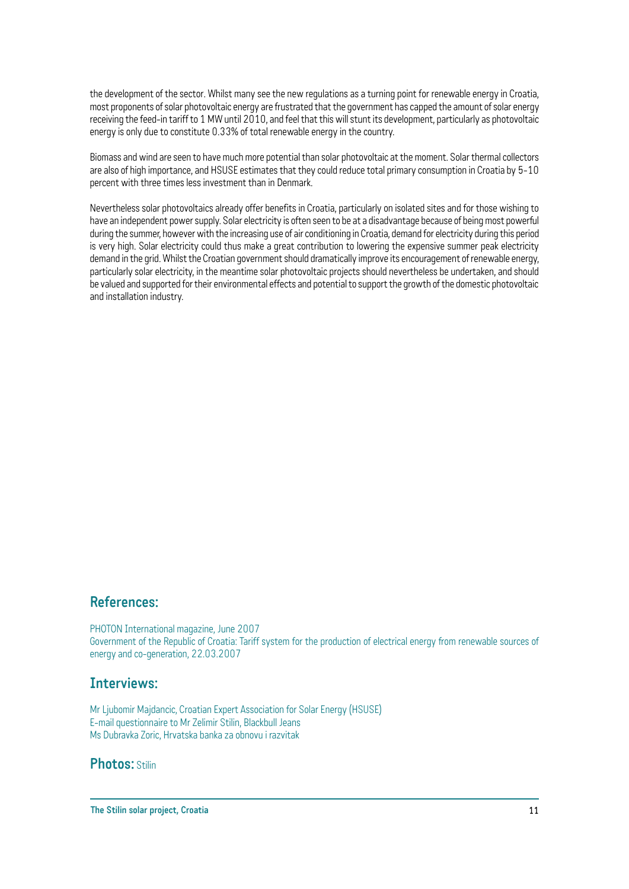the development of the sector. Whilst many see the new regulations as a turning point for renewable energy in Croatia, most proponents of solar photovoltaic energy are frustrated that the government has capped the amount of solar energy receiving the feed-in tariff to 1 MW until 2010, and feel that this will stunt its development, particularly as photovoltaic energy is only due to constitute 0.33% of total renewable energy in the country.

Biomass and wind are seen to have much more potential than solar photovoltaic at the moment. Solar thermal collectors are also of high importance, and HSUSE estimates that they could reduce total primary consumption in Croatia by 5-10 percent with three times less investment than in Denmark.

Nevertheless solar photovoltaics already offer benefits in Croatia, particularly on isolated sites and for those wishing to have an independent power supply. Solar electricity is often seen to be at a disadvantage because of being most powerful during the summer, however with the increasing use of air conditioning in Croatia, demand for electricity during this period is very high. Solar electricity could thus make a great contribution to lowering the expensive summer peak electricity demand in the grid. Whilst the Croatian government should dramatically improve its encouragement of renewable energy, particularly solar electricity, in the meantime solar photovoltaic projects should nevertheless be undertaken, and should be valued and supported for their environmental effects and potential to support the growth of the domestic photovoltaic and installation industry.

## References:

PHOTON International magazine, June 2007
Government of the Republic of Croatia: Tariff system for the production of electrical energy from renewable sources of energy and co-generation, 22.03.2007

## Interviews:

Mr Ljubomir Majdancic, Croatian Expert Association for Solar Energy (HSUSE)
E-mail questionnaire to Mr Zelimir Stilin, Blackbull Jeans
Ms Dubravka Zoric, Hrvatska banka za obnovu i razvitak

## Photos: Stilin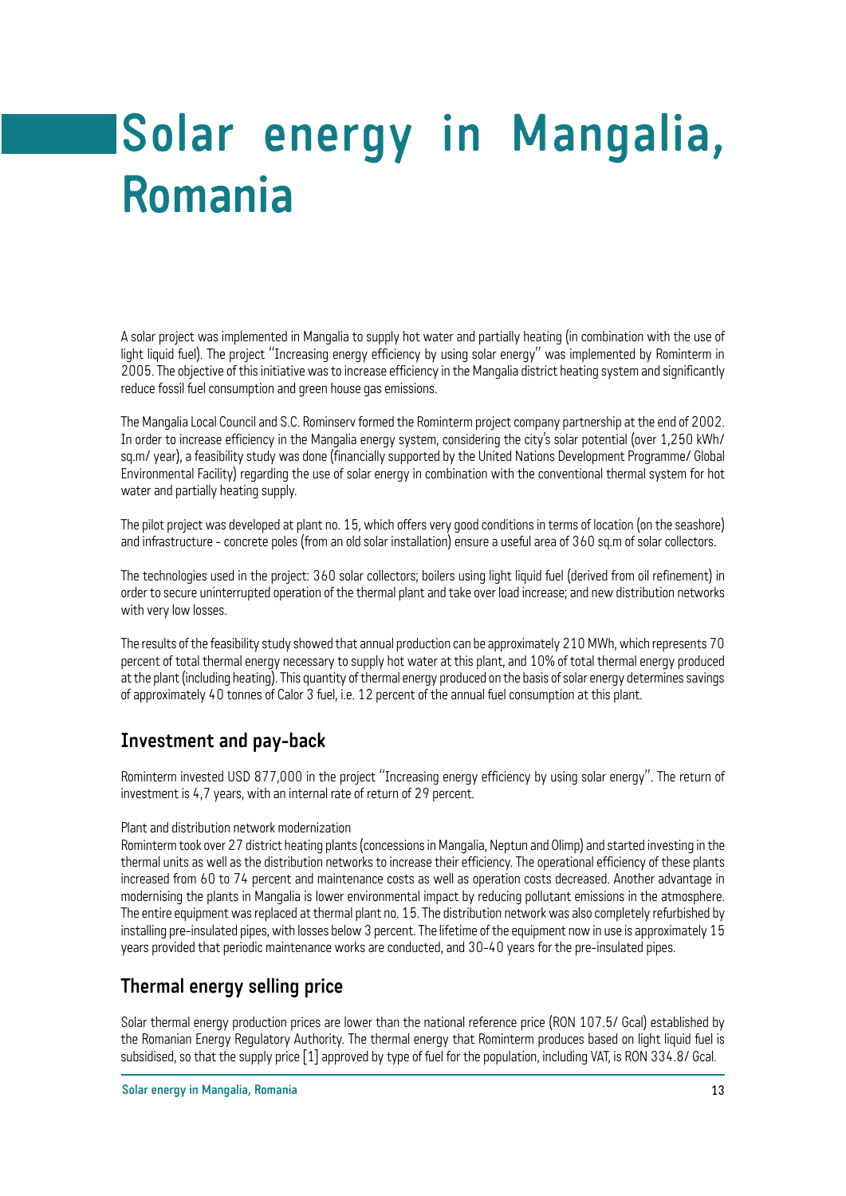# Solar energy in Mangalia, Romania

A solar project was implemented in Mangalia to supply hot water and partially heating (in combination with the use of light liquid fuel). The project "Increasing energy efficiency by using solar energy" was implemented by Rominterm in 2005. The objective of this initiative was to increase efficiency in the Mangalia district heating system and significantly reduce fossil fuel consumption and green house gas emissions.

The Mangalia Local Council and S.C. Rominserv formed the Rominterm project company partnership at the end of 2002. In order to increase efficiency in the Mangalia energy system, considering the city's solar potential (over 1,250 kWh/ sq.m/ year), a feasibility study was done (financially supported by the United Nations Development Programme/ Global Environmental Facility) regarding the use of solar energy in combination with the conventional thermal system for hot water and partially heating supply.

The pilot project was developed at plant no. 15, which offers very good conditions in terms of location (on the seashore) and infrastructure - concrete poles (from an old solar installation) ensure a useful area of 360 sq.m of solar collectors.

The technologies used in the project: 360 solar collectors; boilers using light liquid fuel (derived from oil refinement) in order to secure uninterrupted operation of the thermal plant and take over load increase; and new distribution networks with very low losses.

The results of the feasibility study showed that annual production can be approximately 210 MWh, which represents 70 percent of total thermal energy necessary to supply hot water at this plant, and 10% of total thermal energy produced at the plant (including heating). This quantity of thermal energy produced on the basis of solar energy determines savings of approximately 40 tonnes of Calor 3 fuel, i.e. 12 percent of the annual fuel consumption at this plant.

## Investment and pay-back

Rominterm invested USD 877,000 in the project "Increasing energy efficiency by using solar energy". The return of investment is 4,7 years, with an internal rate of return of 29 percent.

Plant and distribution network modernization

Rominterm took over 27 district heating plants (concessions in Mangalia, Neptun and Olimp) and started investing in the thermal units as well as the distribution networks to increase their efficiency. The operational efficiency of these plants increased from 60 to 74 percent and maintenance costs as well as operation costs decreased. Another advantage in modernising the plants in Mangalia is lower environmental impact by reducing pollutant emissions in the atmosphere. The entire equipment was replaced at thermal plant no. 15. The distribution network was also completely refurbished by installing pre-insulated pipes, with losses below 3 percent. The lifetime of the equipment now in use is approximately 15 years provided that periodic maintenance works are conducted, and 30-40 years for the pre-insulated pipes.

## Thermal energy selling price

Solar thermal energy production prices are lower than the national reference price (RON 107.5/ Gcal) established by the Romanian Energy Regulatory Authority. The thermal energy that Rominterm produces based on light liquid fuel is subsidised, so that the supply price [1] approved by type of fuel for the population, including VAT, is RON 334.8/ Gcal.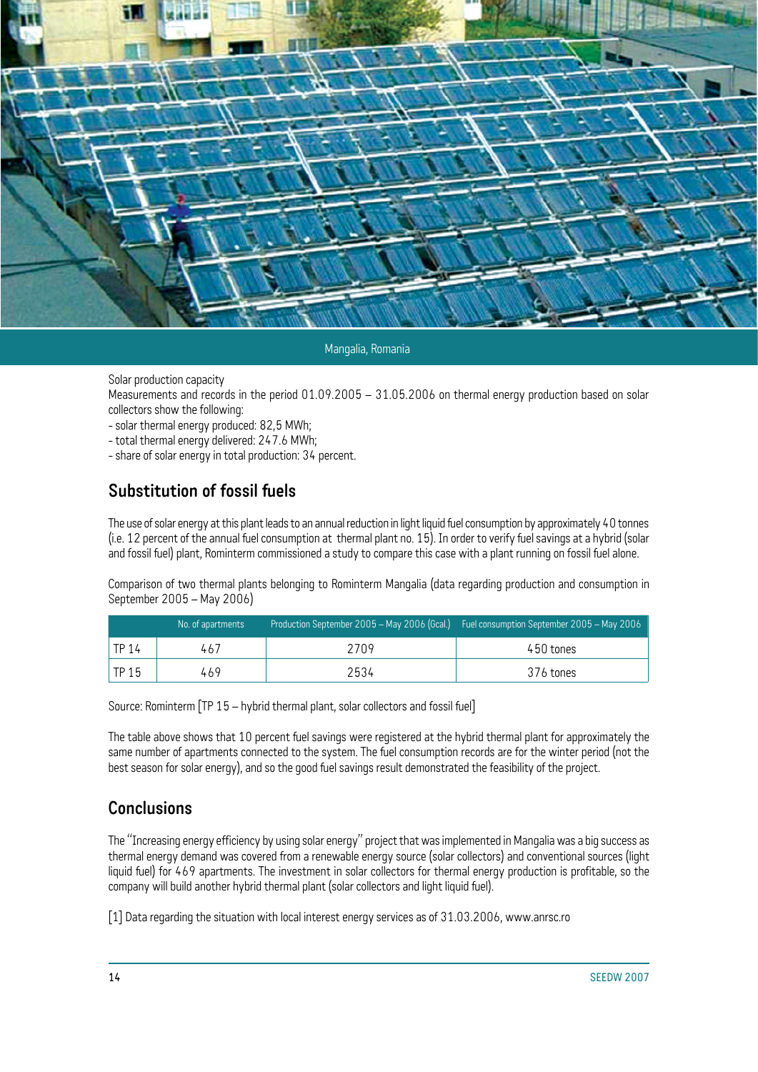Mangalia, Romania

Solar production capacity

Measurements and records in the period 01.09.2005 – 31.05.2006 on thermal energy production based on solar collectors show the following:

- solar thermal energy produced: 82,5 MWh;
- total thermal energy delivered: 247.6 MWh;
- share of solar energy in total production: 34 percent.

## Substitution of fossil fuels

The use of solar energy at this plant leads to an annual reduction in light liquid fuel consumption by approximately 40 tonnes (i.e. 12 percent of the annual fuel consumption at thermal plant no. 15). In order to verify fuel savings at a hybrid (solar and fossil fuel) plant, Rominterm commissioned a study to compare this case with a plant running on fossil fuel alone.

Comparison of two thermal plants belonging to Rominterm Mangalia (data regarding production and consumption in September 2005 – May 2006)

| | No. of apartments | Production September 2005 – May 2006 (Gcal.) | Fuel consumption September 2005 – May 2006 |
|---|---|---|---|
| TP 14 | 467 | 2709 | 450 tones |
| TP 15 | 469 | 2534 | 376 tones |

Source: Rominterm [TP 15 – hybrid thermal plant, solar collectors and fossil fuel]

The table above shows that 10 percent fuel savings were registered at the hybrid thermal plant for approximately the same number of apartments connected to the system. The fuel consumption records are for the winter period (not the best season for solar energy), and so the good fuel savings result demonstrated the feasibility of the project.

## Conclusions

The "Increasing energy efficiency by using solar energy" project that was implemented in Mangalia was a big success as thermal energy demand was covered from a renewable energy source (solar collectors) and conventional sources (light liquid fuel) for 469 apartments. The investment in solar collectors for thermal energy production is profitable, so the company will build another hybrid thermal plant (solar collectors and light liquid fuel).

[1] Data regarding the situation with local interest energy services as of 31.03.2006, www.anrsc.ro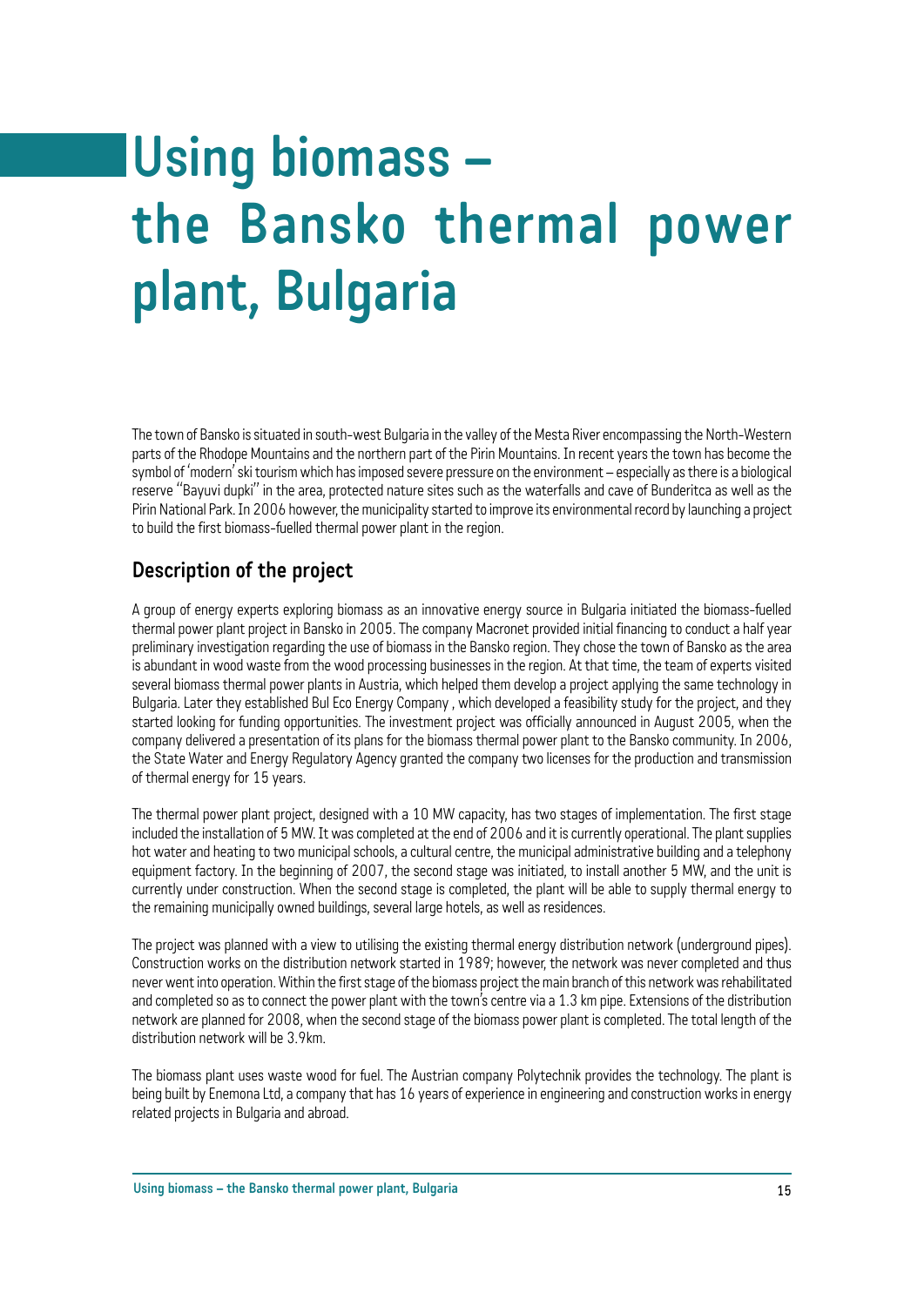# Using biomass – the Bansko thermal power plant, Bulgaria

The town of Bansko is situated in south-west Bulgaria in the valley of the Mesta River encompassing the North-Western parts of the Rhodope Mountains and the northern part of the Pirin Mountains. In recent years the town has become the symbol of 'modern' ski tourism which has imposed severe pressure on the environment – especially as there is a biological reserve "Bayuvi dupki" in the area, protected nature sites such as the waterfalls and cave of Bunderitca as well as the Pirin National Park. In 2006 however, the municipality started to improve its environmental record by launching a project to build the first biomass-fuelled thermal power plant in the region.

## Description of the project

A group of energy experts exploring biomass as an innovative energy source in Bulgaria initiated the biomass-fuelled thermal power plant project in Bansko in 2005. The company Macronet provided initial financing to conduct a half year preliminary investigation regarding the use of biomass in the Bansko region. They chose the town of Bansko as the area is abundant in wood waste from the wood processing businesses in the region. At that time, the team of experts visited several biomass thermal power plants in Austria, which helped them develop a project applying the same technology in Bulgaria. Later they established Bul Eco Energy Company , which developed a feasibility study for the project, and they started looking for funding opportunities. The investment project was officially announced in August 2005, when the company delivered a presentation of its plans for the biomass thermal power plant to the Bansko community. In 2006, the State Water and Energy Regulatory Agency granted the company two licenses for the production and transmission of thermal energy for 15 years.

The thermal power plant project, designed with a 10 MW capacity, has two stages of implementation. The first stage included the installation of 5 MW. It was completed at the end of 2006 and it is currently operational. The plant supplies hot water and heating to two municipal schools, a cultural centre, the municipal administrative building and a telephony equipment factory. In the beginning of 2007, the second stage was initiated, to install another 5 MW, and the unit is currently under construction. When the second stage is completed, the plant will be able to supply thermal energy to the remaining municipally owned buildings, several large hotels, as well as residences.

The project was planned with a view to utilising the existing thermal energy distribution network (underground pipes). Construction works on the distribution network started in 1989; however, the network was never completed and thus never went into operation. Within the first stage of the biomass project the main branch of this network was rehabilitated and completed so as to connect the power plant with the town's centre via a 1.3 km pipe. Extensions of the distribution network are planned for 2008, when the second stage of the biomass power plant is completed. The total length of the distribution network will be 3.9km.

The biomass plant uses waste wood for fuel. The Austrian company Polytechnik provides the technology. The plant is being built by Enemona Ltd, a company that has 16 years of experience in engineering and construction works in energy related projects in Bulgaria and abroad.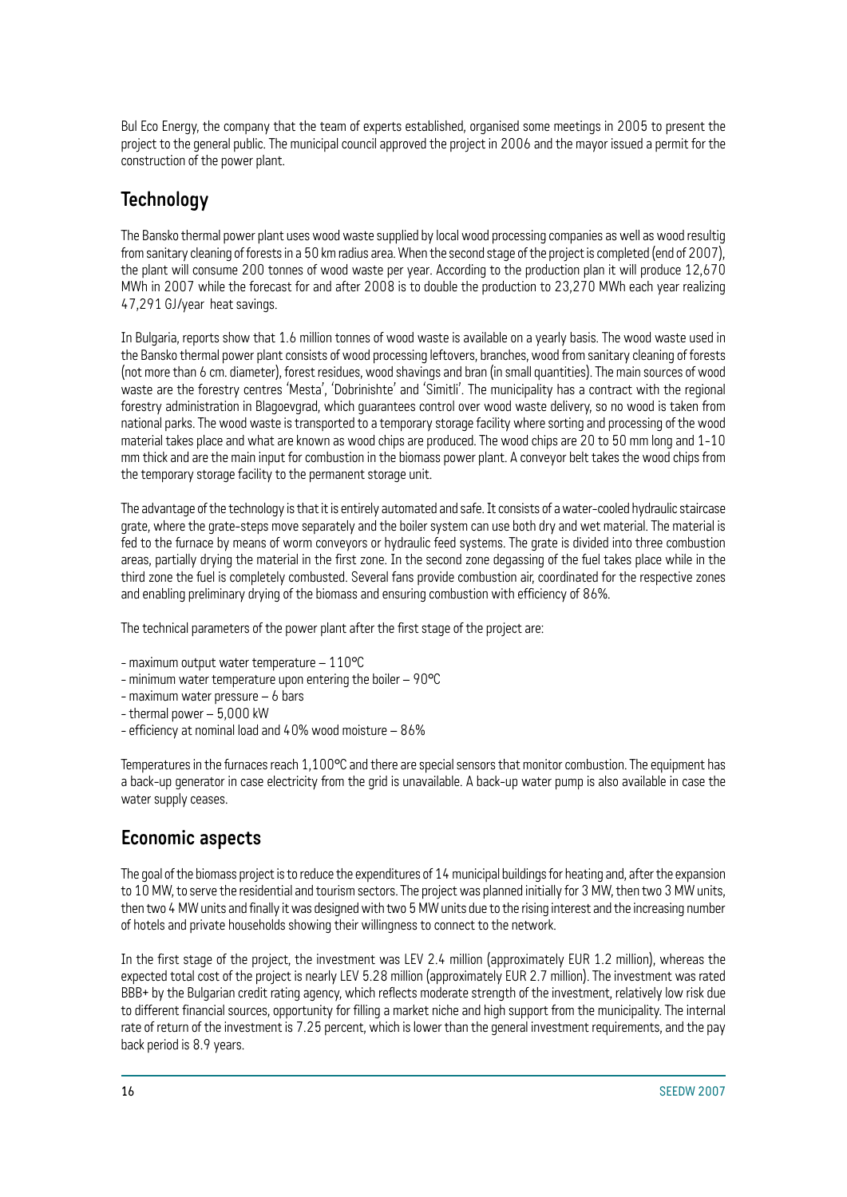Bul Eco Energy, the company that the team of experts established, organised some meetings in 2005 to present the project to the general public. The municipal council approved the project in 2006 and the mayor issued a permit for the construction of the power plant.

## Technology

The Bansko thermal power plant uses wood waste supplied by local wood processing companies as well as wood resultig from sanitary cleaning of forests in a 50 km radius area. When the second stage of the project is completed (end of 2007), the plant will consume 200 tonnes of wood waste per year. According to the production plan it will produce 12,670 MWh in 2007 while the forecast for and after 2008 is to double the production to 23,270 MWh each year realizing 47,291 GJ/year heat savings.

In Bulgaria, reports show that 1.6 million tonnes of wood waste is available on a yearly basis. The wood waste used in the Bansko thermal power plant consists of wood processing leftovers, branches, wood from sanitary cleaning of forests (not more than 6 cm. diameter), forest residues, wood shavings and bran (in small quantities). The main sources of wood waste are the forestry centres 'Mesta', 'Dobrinishte' and 'Simitli'. The municipality has a contract with the regional forestry administration in Blagoevgrad, which guarantees control over wood waste delivery, so no wood is taken from national parks. The wood waste is transported to a temporary storage facility where sorting and processing of the wood material takes place and what are known as wood chips are produced. The wood chips are 20 to 50 mm long and 1-10 mm thick and are the main input for combustion in the biomass power plant. A conveyor belt takes the wood chips from the temporary storage facility to the permanent storage unit.

The advantage of the technology is that it is entirely automated and safe. It consists of a water-cooled hydraulic staircase grate, where the grate-steps move separately and the boiler system can use both dry and wet material. The material is fed to the furnace by means of worm conveyors or hydraulic feed systems. The grate is divided into three combustion areas, partially drying the material in the first zone. In the second zone degassing of the fuel takes place while in the third zone the fuel is completely combusted. Several fans provide combustion air, coordinated for the respective zones and enabling preliminary drying of the biomass and ensuring combustion with efficiency of 86%.

The technical parameters of the power plant after the first stage of the project are:

- maximum output water temperature – 110°C
- minimum water temperature upon entering the boiler – 90°C
- maximum water pressure – 6 bars
- thermal power – 5,000 kW
- efficiency at nominal load and 40% wood moisture – 86%

Temperatures in the furnaces reach 1,100°C and there are special sensors that monitor combustion. The equipment has a back-up generator in case electricity from the grid is unavailable. A back-up water pump is also available in case the water supply ceases.

## Economic aspects

The goal of the biomass project is to reduce the expenditures of 14 municipal buildings for heating and, after the expansion to 10 MW, to serve the residential and tourism sectors. The project was planned initially for 3 MW, then two 3 MW units, then two 4 MW units and finally it was designed with two 5 MW units due to the rising interest and the increasing number of hotels and private households showing their willingness to connect to the network.

In the first stage of the project, the investment was LEV 2.4 million (approximately EUR 1.2 million), whereas the expected total cost of the project is nearly LEV 5.28 million (approximately EUR 2.7 million). The investment was rated BBB+ by the Bulgarian credit rating agency, which reflects moderate strength of the investment, relatively low risk due to different financial sources, opportunity for filling a market niche and high support from the municipality. The internal rate of return of the investment is 7.25 percent, which is lower than the general investment requirements, and the pay back period is 8.9 years.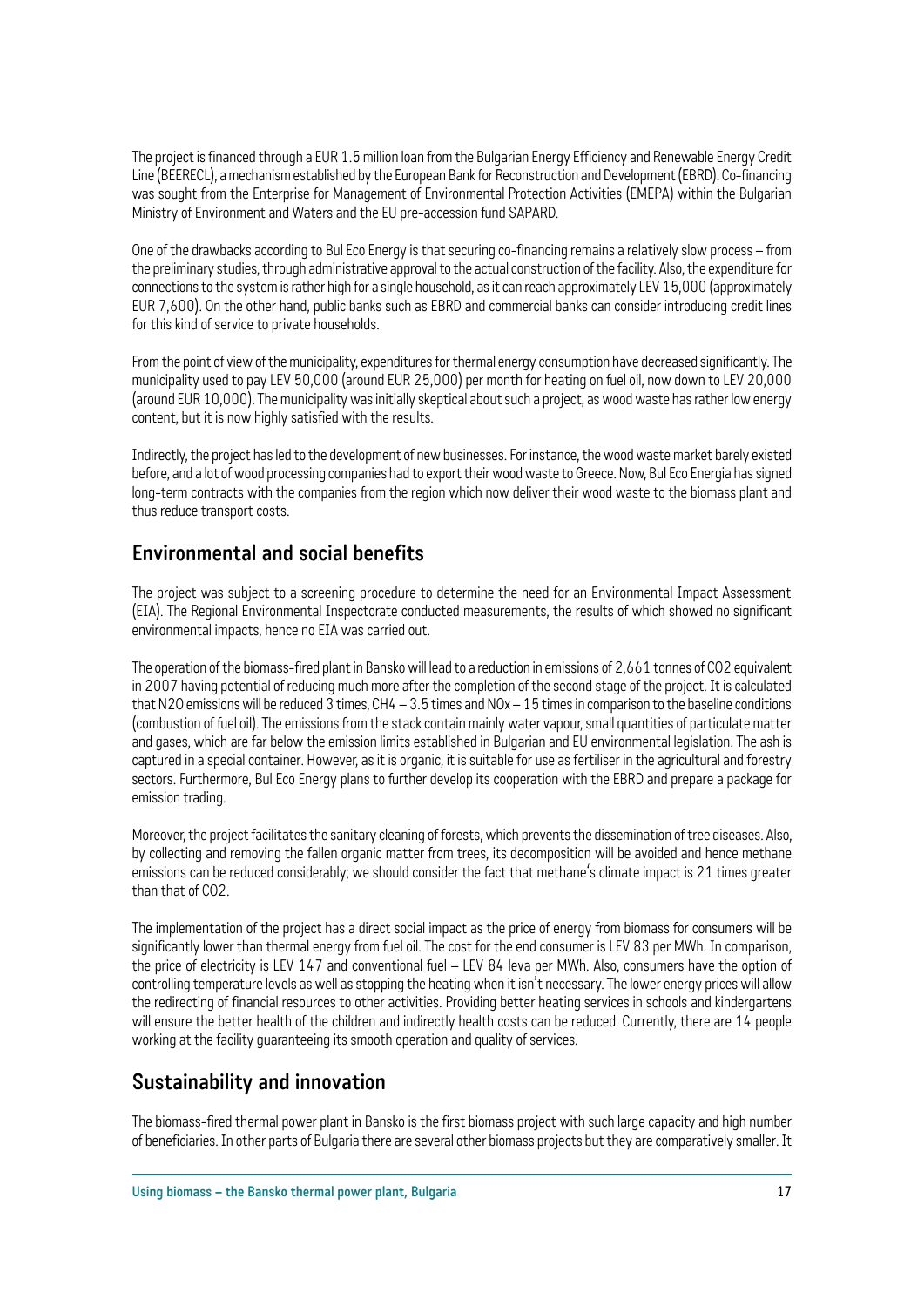The project is financed through a EUR 1.5 million loan from the Bulgarian Energy Efficiency and Renewable Energy Credit Line (BEERECL), a mechanism established by the European Bank for Reconstruction and Development (EBRD). Co-financing was sought from the Enterprise for Management of Environmental Protection Activities (EMEPA) within the Bulgarian Ministry of Environment and Waters and the EU pre-accession fund SAPARD.

One of the drawbacks according to Bul Eco Energy is that securing co-financing remains a relatively slow process – from the preliminary studies, through administrative approval to the actual construction of the facility. Also, the expenditure for connections to the system is rather high for a single household, as it can reach approximately LEV 15,000 (approximately EUR 7,600). On the other hand, public banks such as EBRD and commercial banks can consider introducing credit lines for this kind of service to private households.

From the point of view of the municipality, expenditures for thermal energy consumption have decreased significantly. The municipality used to pay LEV 50,000 (around EUR 25,000) per month for heating on fuel oil, now down to LEV 20,000 (around EUR 10,000). The municipality was initially skeptical about such a project, as wood waste has rather low energy content, but it is now highly satisfied with the results.

Indirectly, the project has led to the development of new businesses. For instance, the wood waste market barely existed before, and a lot of wood processing companies had to export their wood waste to Greece. Now, Bul Eco Energia has signed long-term contracts with the companies from the region which now deliver their wood waste to the biomass plant and thus reduce transport costs.

## Environmental and social benefits

The project was subject to a screening procedure to determine the need for an Environmental Impact Assessment (EIA). The Regional Environmental Inspectorate conducted measurements, the results of which showed no significant environmental impacts, hence no EIA was carried out.

The operation of the biomass-fired plant in Bansko will lead to a reduction in emissions of 2,661 tonnes of $CO_2$ equivalent in 2007 having potential of reducing much more after the completion of the second stage of the project. It is calculated that $N_2O$ emissions will be reduced 3 times, $CH_4$ – 3.5 times and $NO_x$ – 15 times in comparison to the baseline conditions (combustion of fuel oil). The emissions from the stack contain mainly water vapour, small quantities of particulate matter and gases, which are far below the emission limits established in Bulgarian and EU environmental legislation. The ash is captured in a special container. However, as it is organic, it is suitable for use as fertiliser in the agricultural and forestry sectors. Furthermore, Bul Eco Energy plans to further develop its cooperation with the EBRD and prepare a package for emission trading.

Moreover, the project facilitates the sanitary cleaning of forests, which prevents the dissemination of tree diseases. Also, by collecting and removing the fallen organic matter from trees, its decomposition will be avoided and hence methane emissions can be reduced considerably; we should consider the fact that methane's climate impact is 21 times greater than that of $CO_2$.

The implementation of the project has a direct social impact as the price of energy from biomass for consumers will be significantly lower than thermal energy from fuel oil. The cost for the end consumer is LEV 83 per MWh. In comparison, the price of electricity is LEV 147 and conventional fuel – LEV 84 leva per MWh. Also, consumers have the option of controlling temperature levels as well as stopping the heating when it isn't necessary. The lower energy prices will allow the redirecting of financial resources to other activities. Providing better heating services in schools and kindergartens will ensure the better health of the children and indirectly health costs can be reduced. Currently, there are 14 people working at the facility guaranteeing its smooth operation and quality of services.

## Sustainability and innovation

The biomass-fired thermal power plant in Bansko is the first biomass project with such large capacity and high number of beneficiaries. In other parts of Bulgaria there are several other biomass projects but they are comparatively smaller. It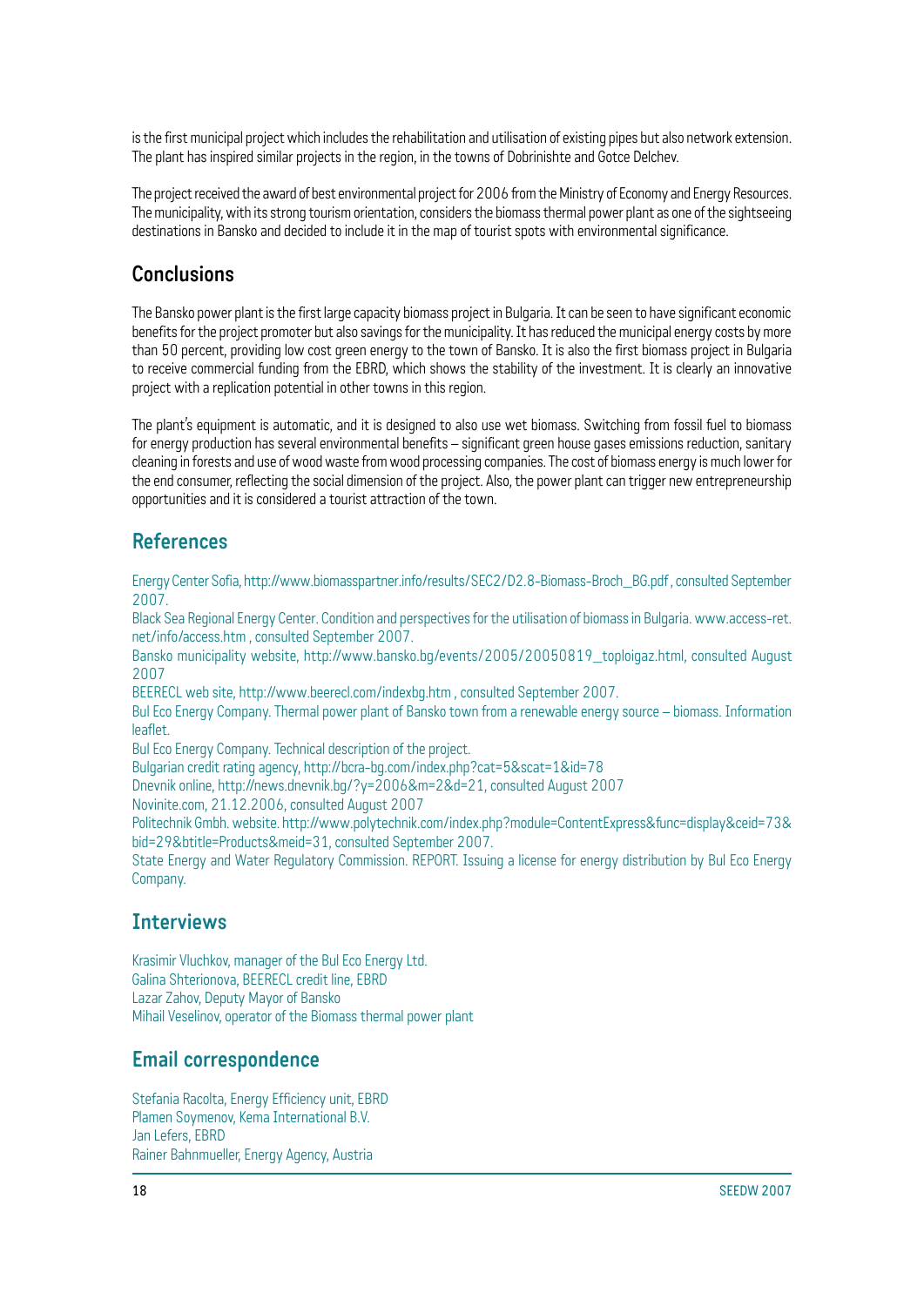is the first municipal project which includes the rehabilitation and utilisation of existing pipes but also network extension. The plant has inspired similar projects in the region, in the towns of Dobrinishte and Gotce Delchev.

The project received the award of best environmental project for 2006 from the Ministry of Economy and Energy Resources. The municipality, with its strong tourism orientation, considers the biomass thermal power plant as one of the sightseeing destinations in Bansko and decided to include it in the map of tourist spots with environmental significance.

## Conclusions

The Bansko power plant is the first large capacity biomass project in Bulgaria. It can be seen to have significant economic benefits for the project promoter but also savings for the municipality. It has reduced the municipal energy costs by more than 50 percent, providing low cost green energy to the town of Bansko. It is also the first biomass project in Bulgaria to receive commercial funding from the EBRD, which shows the stability of the investment. It is clearly an innovative project with a replication potential in other towns in this region.

The plant's equipment is automatic, and it is designed to also use wet biomass. Switching from fossil fuel to biomass for energy production has several environmental benefits – significant green house gases emissions reduction, sanitary cleaning in forests and use of wood waste from wood processing companies. The cost of biomass energy is much lower for the end consumer, reflecting the social dimension of the project. Also, the power plant can trigger new entrepreneurship opportunities and it is considered a tourist attraction of the town.

## References

Energy Center Sofia, http://www.biomasspartner.info/results/SEC2/D2.8-Biomass-Broch_BG.pdf , consulted September 2007.

Black Sea Regional Energy Center. Condition and perspectives for the utilisation of biomass in Bulgaria. www.access-ret.net/info/access.htm , consulted September 2007.

Bansko municipality website, http://www.bansko.bg/events/2005/20050819_toploigaz.html, consulted August 2007

BEERECL web site, http://www.beerecl.com/indexbg.htm , consulted September 2007.

Bul Eco Energy Company. Thermal power plant of Bansko town from a renewable energy source – biomass. Information leaflet.

Bul Eco Energy Company. Technical description of the project.

Bulgarian credit rating agency, http://bcra-bg.com/index.php?cat=5&scat=1&id=78

Dnevnik online, http://news.dnevnik.bg/?y=2006&m=2&d=21, consulted August 2007

Novinite.com, 21.12.2006, consulted August 2007

Politechnik Gmbh. website. http://www.polytechnik.com/index.php?module=ContentExpress&func=display&ceid=73&bid=29&btitle=Products&meid=31, consulted September 2007.

State Energy and Water Regulatory Commission. REPORT. Issuing a license for energy distribution by Bul Eco Energy Company.

## Interviews

Krasimir Vluchkov, manager of the Bul Eco Energy Ltd.
Galina Shterionova, BEERECL credit line, EBRD
Lazar Zahov, Deputy Mayor of Bansko
Mihail Veselinov, operator of the Biomass thermal power plant

## Email correspondence

Stefania Racolta, Energy Efficiency unit, EBRD
Plamen Soymenov, Kema International B.V.
Jan Lefers, EBRD
Rainer Bahnmueller, Energy Agency, Austria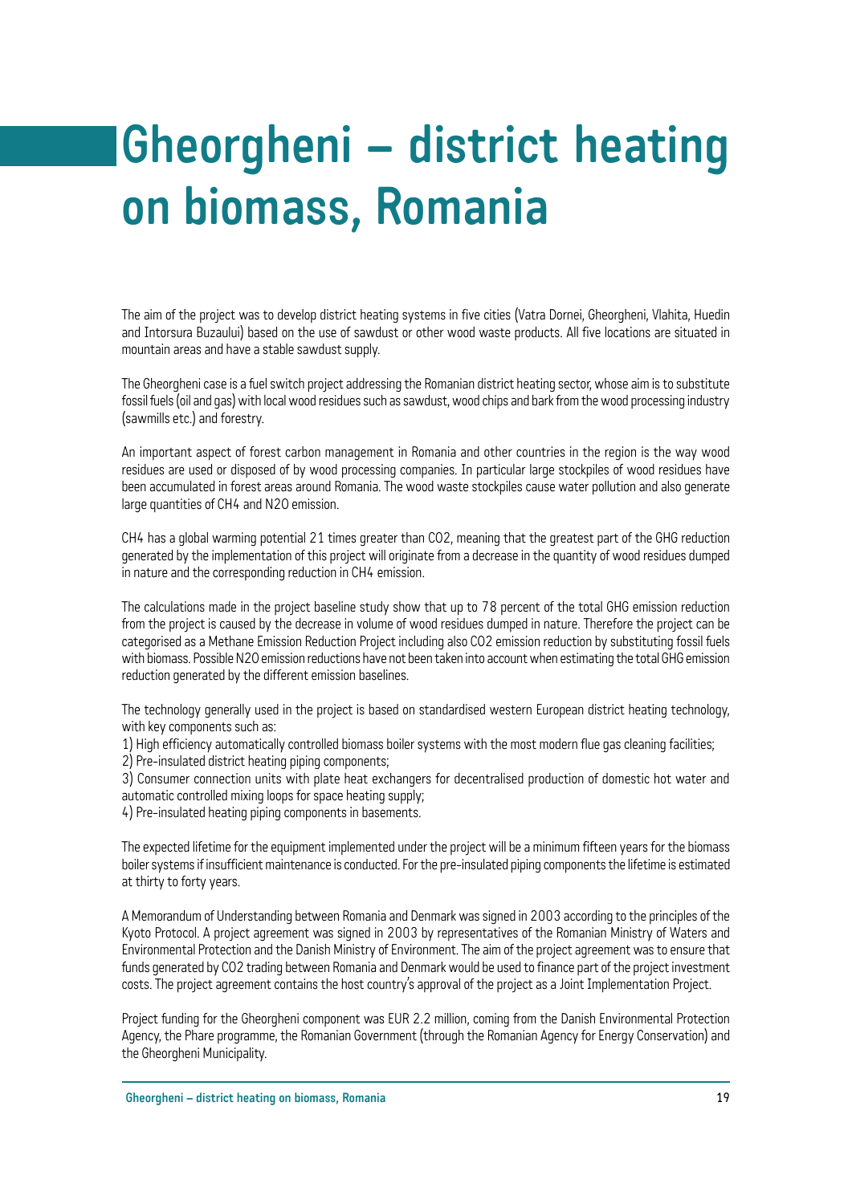# Gheorgheni – district heating on biomass, Romania

The aim of the project was to develop district heating systems in five cities (Vatra Dornei, Gheorgheni, Vlahita, Huedin and Intorsura Buzaului) based on the use of sawdust or other wood waste products. All five locations are situated in mountain areas and have a stable sawdust supply.

The Gheorgheni case is a fuel switch project addressing the Romanian district heating sector, whose aim is to substitute fossil fuels (oil and gas) with local wood residues such as sawdust, wood chips and bark from the wood processing industry (sawmills etc.) and forestry.

An important aspect of forest carbon management in Romania and other countries in the region is the way wood residues are used or disposed of by wood processing companies. In particular large stockpiles of wood residues have been accumulated in forest areas around Romania. The wood waste stockpiles cause water pollution and also generate large quantities of $CH_4$ and $N_2O$ emission.

$CH_4$ has a global warming potential 21 times greater than $CO_2$, meaning that the greatest part of the GHG reduction generated by the implementation of this project will originate from a decrease in the quantity of wood residues dumped in nature and the corresponding reduction in $CH_4$ emission.

The calculations made in the project baseline study show that up to 78 percent of the total GHG emission reduction from the project is caused by the decrease in volume of wood residues dumped in nature. Therefore the project can be categorised as a Methane Emission Reduction Project including also $CO_2$ emission reduction by substituting fossil fuels with biomass. Possible $N_2O$ emission reductions have not been taken into account when estimating the total GHG emission reduction generated by the different emission baselines.

The technology generally used in the project is based on standardised western European district heating technology, with key components such as:

1) High efficiency automatically controlled biomass boiler systems with the most modern flue gas cleaning facilities;
2) Pre-insulated district heating piping components;
3) Consumer connection units with plate heat exchangers for decentralised production of domestic hot water and automatic controlled mixing loops for space heating supply;
4) Pre-insulated heating piping components in basements.

The expected lifetime for the equipment implemented under the project will be a minimum fifteen years for the biomass boiler systems if insufficient maintenance is conducted. For the pre-insulated piping components the lifetime is estimated at thirty to forty years.

A Memorandum of Understanding between Romania and Denmark was signed in 2003 according to the principles of the Kyoto Protocol. A project agreement was signed in 2003 by representatives of the Romanian Ministry of Waters and Environmental Protection and the Danish Ministry of Environment. The aim of the project agreement was to ensure that funds generated by $CO_2$ trading between Romania and Denmark would be used to finance part of the project investment costs. The project agreement contains the host country's approval of the project as a Joint Implementation Project.

Project funding for the Gheorgheni component was EUR 2.2 million, coming from the Danish Environmental Protection Agency, the Phare programme, the Romanian Government (through the Romanian Agency for Energy Conservation) and the Gheorgheni Municipality.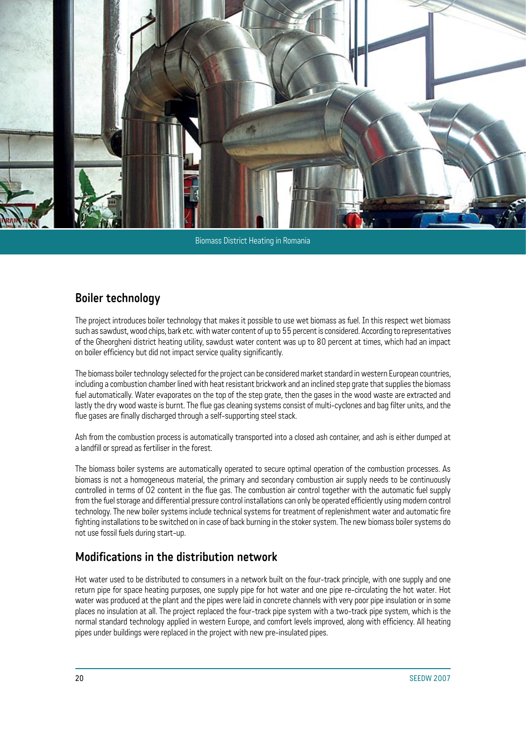Biomass District Heating in Romania

## Boiler technology

The project introduces boiler technology that makes it possible to use wet biomass as fuel. In this respect wet biomass such as sawdust, wood chips, bark etc. with water content of up to 55 percent is considered. According to representatives of the Gheorgheni district heating utility, sawdust water content was up to 80 percent at times, which had an impact on boiler efficiency but did not impact service quality significantly.

The biomass boiler technology selected for the project can be considered market standard in western European countries, including a combustion chamber lined with heat resistant brickwork and an inclined step grate that supplies the biomass fuel automatically. Water evaporates on the top of the step grate, then the gases in the wood waste are extracted and lastly the dry wood waste is burnt. The flue gas cleaning systems consist of multi-cyclones and bag filter units, and the flue gases are finally discharged through a self-supporting steel stack.

Ash from the combustion process is automatically transported into a closed ash container, and ash is either dumped at a landfill or spread as fertiliser in the forest.

The biomass boiler systems are automatically operated to secure optimal operation of the combustion processes. As biomass is not a homogeneous material, the primary and secondary combustion air supply needs to be continuously controlled in terms of $O_2$ content in the flue gas. The combustion air control together with the automatic fuel supply from the fuel storage and differential pressure control installations can only be operated efficiently using modern control technology. The new boiler systems include technical systems for treatment of replenishment water and automatic fire fighting installations to be switched on in case of back burning in the stoker system. The new biomass boiler systems do not use fossil fuels during start-up.

## Modifications in the distribution network

Hot water used to be distributed to consumers in a network built on the four-track principle, with one supply and one return pipe for space heating purposes, one supply pipe for hot water and one pipe re-circulating the hot water. Hot water was produced at the plant and the pipes were laid in concrete channels with very poor pipe insulation or in some places no insulation at all. The project replaced the four-track pipe system with a two-track pipe system, which is the normal standard technology applied in western Europe, and comfort levels improved, along with efficiency. All heating pipes under buildings were replaced in the project with new pre-insulated pipes.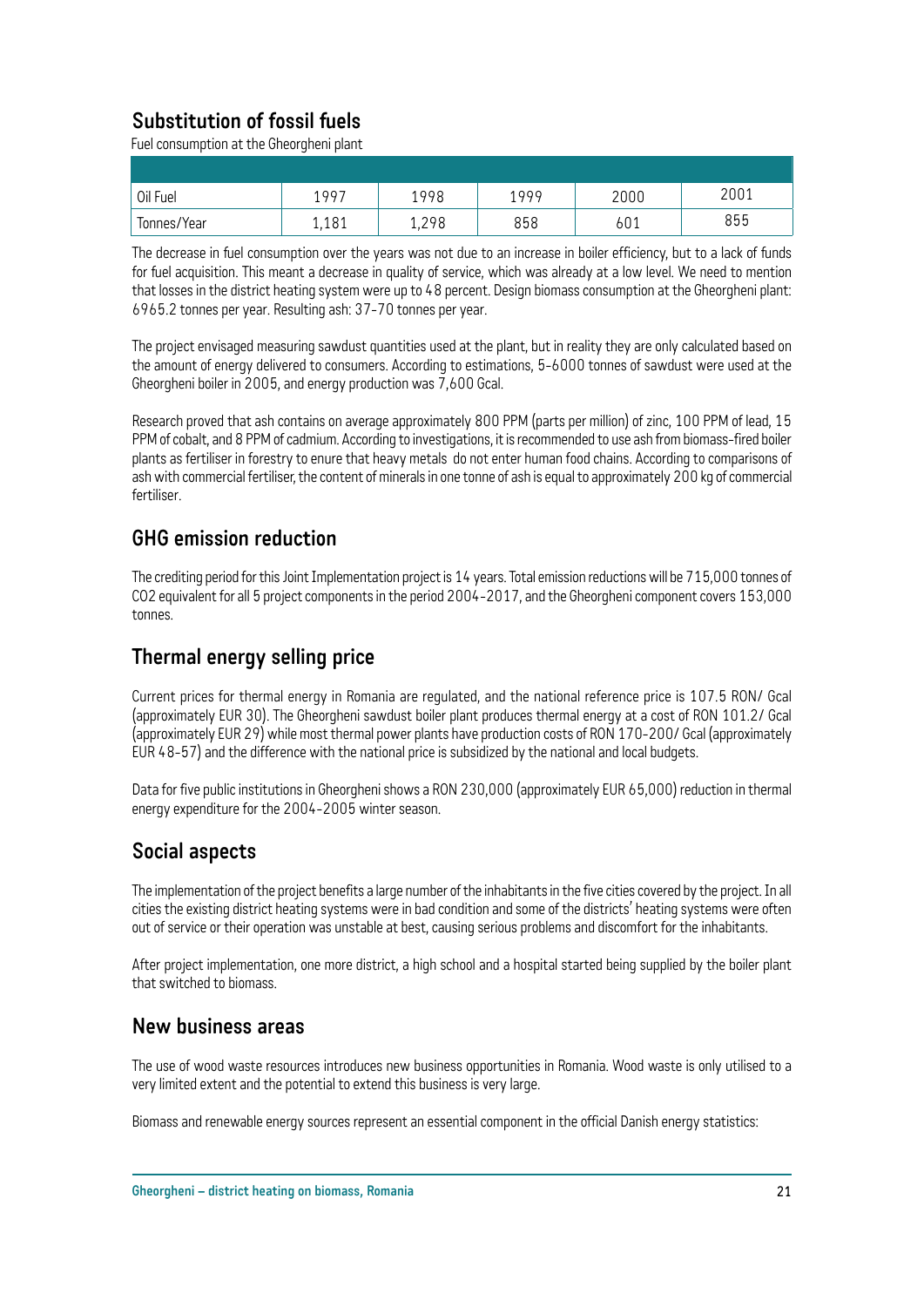## Substitution of fossil fuels

Fuel consumption at the Gheorgheni plant

| | | | | | |
|---|---|---|---|---|---|
| Oil Fuel | 1997 | 1998 | 1999 | 2000 | 2001 |
| Tonnes/Year | 1,181 | 1,298 | 858 | 601 | 855 |

The decrease in fuel consumption over the years was not due to an increase in boiler efficiency, but to a lack of funds for fuel acquisition. This meant a decrease in quality of service, which was already at a low level. We need to mention that losses in the district heating system were up to 48 percent. Design biomass consumption at the Gheorgheni plant: 6965.2 tonnes per year. Resulting ash: 37-70 tonnes per year.

The project envisaged measuring sawdust quantities used at the plant, but in reality they are only calculated based on the amount of energy delivered to consumers. According to estimations, 5-6000 tonnes of sawdust were used at the Gheorgheni boiler in 2005, and energy production was 7,600 Gcal.

Research proved that ash contains on average approximately 800 PPM (parts per million) of zinc, 100 PPM of lead, 15 PPM of cobalt, and 8 PPM of cadmium. According to investigations, it is recommended to use ash from biomass-fired boiler plants as fertiliser in forestry to enure that heavy metals do not enter human food chains. According to comparisons of ash with commercial fertiliser, the content of minerals in one tonne of ash is equal to approximately 200 kg of commercial fertiliser.

## GHG emission reduction

The crediting period for this Joint Implementation project is 14 years. Total emission reductions will be 715,000 tonnes of CO2 equivalent for all 5 project components in the period 2004-2017, and the Gheorgheni component covers 153,000 tonnes.

## Thermal energy selling price

Current prices for thermal energy in Romania are regulated, and the national reference price is 107.5 RON/ Gcal (approximately EUR 30). The Gheorgheni sawdust boiler plant produces thermal energy at a cost of RON 101.2/ Gcal (approximately EUR 29) while most thermal power plants have production costs of RON 170-200/ Gcal (approximately EUR 48-57) and the difference with the national price is subsidized by the national and local budgets.

Data for five public institutions in Gheorgheni shows a RON 230,000 (approximately EUR 65,000) reduction in thermal energy expenditure for the 2004-2005 winter season.

## Social aspects

The implementation of the project benefits a large number of the inhabitants in the five cities covered by the project. In all cities the existing district heating systems were in bad condition and some of the districts' heating systems were often out of service or their operation was unstable at best, causing serious problems and discomfort for the inhabitants.

After project implementation, one more district, a high school and a hospital started being supplied by the boiler plant that switched to biomass.

## New business areas

The use of wood waste resources introduces new business opportunities in Romania. Wood waste is only utilised to a very limited extent and the potential to extend this business is very large.

Biomass and renewable energy sources represent an essential component in the official Danish energy statistics: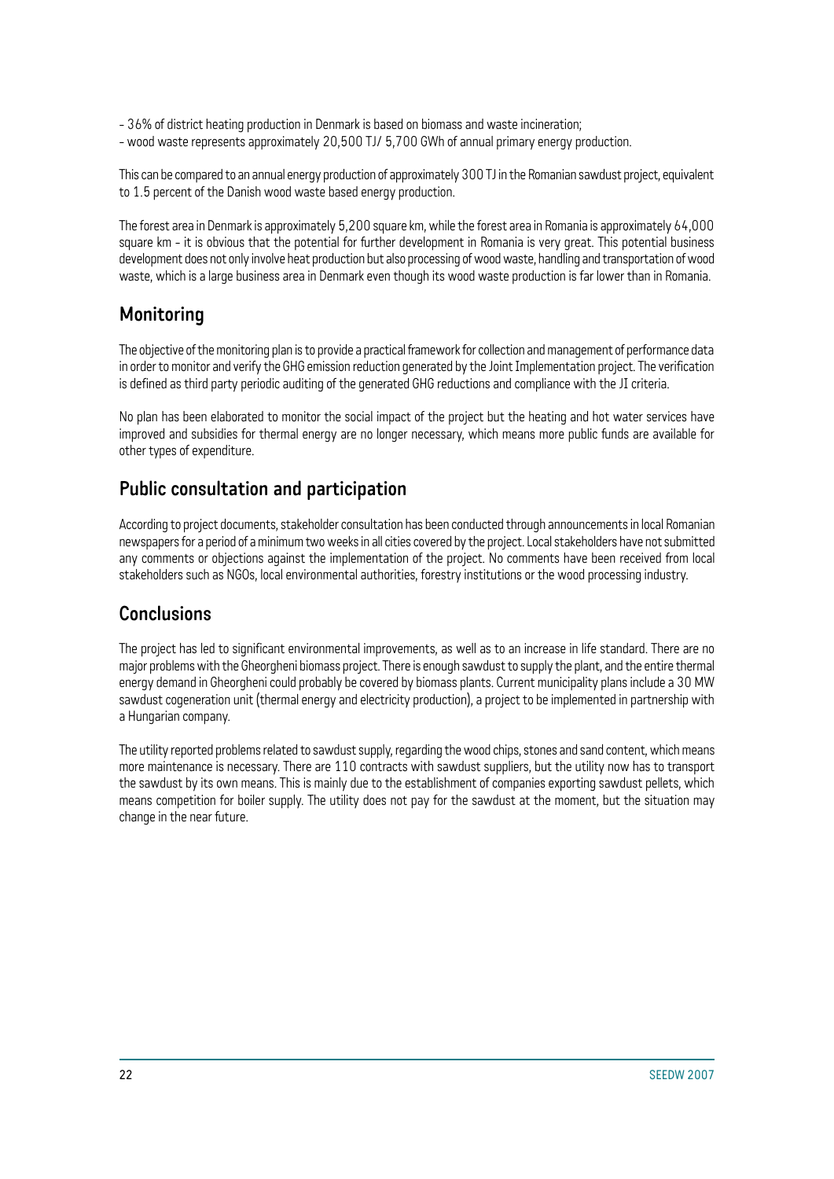- 36% of district heating production in Denmark is based on biomass and waste incineration;
- wood waste represents approximately 20,500 TJ/ 5,700 GWh of annual primary energy production.

This can be compared to an annual energy production of approximately 300 TJ in the Romanian sawdust project, equivalent to 1.5 percent of the Danish wood waste based energy production.

The forest area in Denmark is approximately 5,200 square km, while the forest area in Romania is approximately 64,000 square km - it is obvious that the potential for further development in Romania is very great. This potential business development does not only involve heat production but also processing of wood waste, handling and transportation of wood waste, which is a large business area in Denmark even though its wood waste production is far lower than in Romania.

## Monitoring

The objective of the monitoring plan is to provide a practical framework for collection and management of performance data in order to monitor and verify the GHG emission reduction generated by the Joint Implementation project. The verification is defined as third party periodic auditing of the generated GHG reductions and compliance with the JI criteria.

No plan has been elaborated to monitor the social impact of the project but the heating and hot water services have improved and subsidies for thermal energy are no longer necessary, which means more public funds are available for other types of expenditure.

## Public consultation and participation

According to project documents, stakeholder consultation has been conducted through announcements in local Romanian newspapers for a period of a minimum two weeks in all cities covered by the project. Local stakeholders have not submitted any comments or objections against the implementation of the project. No comments have been received from local stakeholders such as NGOs, local environmental authorities, forestry institutions or the wood processing industry.

## Conclusions

The project has led to significant environmental improvements, as well as to an increase in life standard. There are no major problems with the Gheorgheni biomass project. There is enough sawdust to supply the plant, and the entire thermal energy demand in Gheorgheni could probably be covered by biomass plants. Current municipality plans include a 30 MW sawdust cogeneration unit (thermal energy and electricity production), a project to be implemented in partnership with a Hungarian company.

The utility reported problems related to sawdust supply, regarding the wood chips, stones and sand content, which means more maintenance is necessary. There are 110 contracts with sawdust suppliers, but the utility now has to transport the sawdust by its own means. This is mainly due to the establishment of companies exporting sawdust pellets, which means competition for boiler supply. The utility does not pay for the sawdust at the moment, but the situation may change in the near future.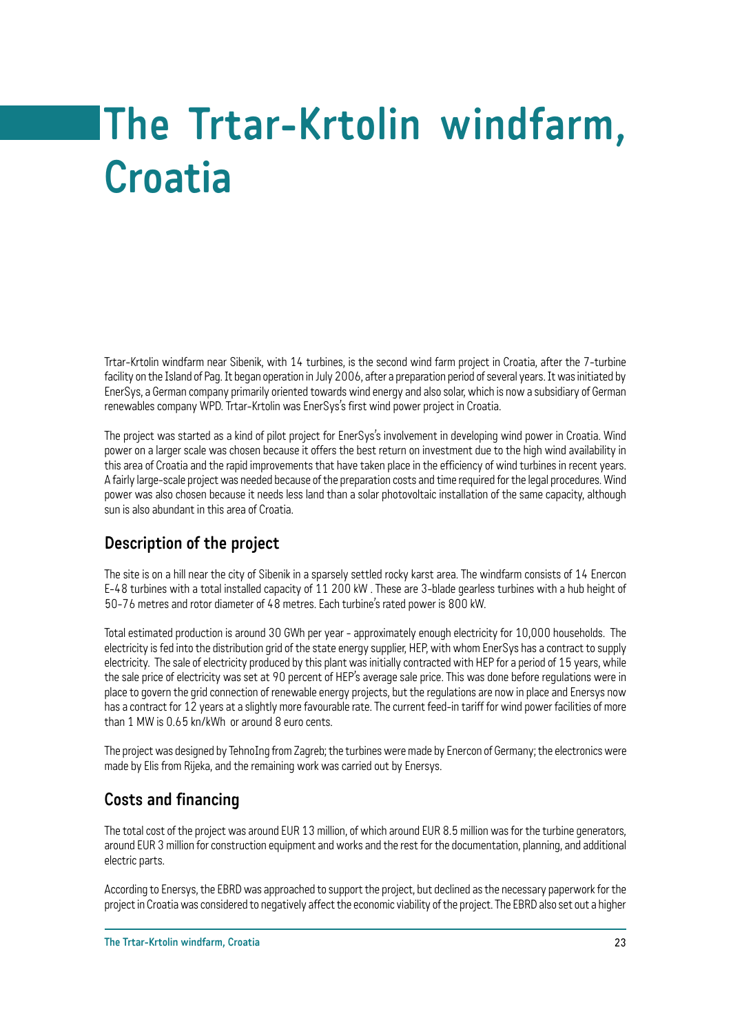# The Trtar-Krtolin windfarm, Croatia

Trtar-Krtolin windfarm near Sibenik, with 14 turbines, is the second wind farm project in Croatia, after the 7-turbine facility on the Island of Pag. It began operation in July 2006, after a preparation period of several years. It was initiated by EnerSys, a German company primarily oriented towards wind energy and also solar, which is now a subsidiary of German renewables company WPD. Trtar-Krtolin was EnerSys's first wind power project in Croatia.

The project was started as a kind of pilot project for EnerSys's involvement in developing wind power in Croatia. Wind power on a larger scale was chosen because it offers the best return on investment due to the high wind availability in this area of Croatia and the rapid improvements that have taken place in the efficiency of wind turbines in recent years. A fairly large-scale project was needed because of the preparation costs and time required for the legal procedures. Wind power was also chosen because it needs less land than a solar photovoltaic installation of the same capacity, although sun is also abundant in this area of Croatia.

## Description of the project

The site is on a hill near the city of Sibenik in a sparsely settled rocky karst area. The windfarm consists of 14 Enercon E-48 turbines with a total installed capacity of 11 200 kW . These are 3-blade gearless turbines with a hub height of 50-76 metres and rotor diameter of 48 metres. Each turbine's rated power is 800 kW.

Total estimated production is around 30 GWh per year - approximately enough electricity for 10,000 households. The electricity is fed into the distribution grid of the state energy supplier, HEP, with whom EnerSys has a contract to supply electricity. The sale of electricity produced by this plant was initially contracted with HEP for a period of 15 years, while the sale price of electricity was set at 90 percent of HEP's average sale price. This was done before regulations were in place to govern the grid connection of renewable energy projects, but the regulations are now in place and Enersys now has a contract for 12 years at a slightly more favourable rate. The current feed-in tariff for wind power facilities of more than 1 MW is 0.65 kn/kWh or around 8 euro cents.

The project was designed by TehnoIng from Zagreb; the turbines were made by Enercon of Germany; the electronics were made by Elis from Rijeka, and the remaining work was carried out by Enersys.

## Costs and financing

The total cost of the project was around EUR 13 million, of which around EUR 8.5 million was for the turbine generators, around EUR 3 million for construction equipment and works and the rest for the documentation, planning, and additional electric parts.

According to Enersys, the EBRD was approached to support the project, but declined as the necessary paperwork for the project in Croatia was considered to negatively affect the economic viability of the project. The EBRD also set out a higher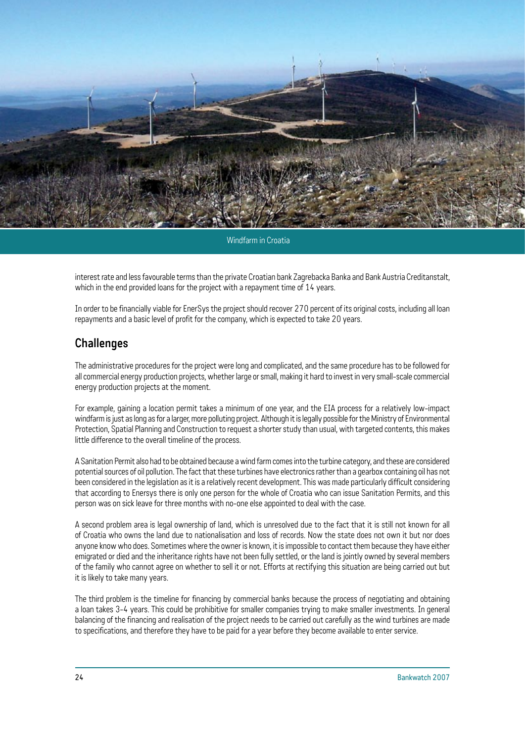Windfarm in Croatia

interest rate and less favourable terms than the private Croatian bank Zagrebacka Banka and Bank Austria Creditanstalt, which in the end provided loans for the project with a repayment time of 14 years.

In order to be financially viable for EnerSys the project should recover 270 percent of its original costs, including all loan repayments and a basic level of profit for the company, which is expected to take 20 years.

## Challenges

The administrative procedures for the project were long and complicated, and the same procedure has to be followed for all commercial energy production projects, whether large or small, making it hard to invest in very small-scale commercial energy production projects at the moment.

For example, gaining a location permit takes a minimum of one year, and the EIA process for a relatively low-impact windfarm is just as long as for a larger, more polluting project. Although it is legally possible for the Ministry of Environmental Protection, Spatial Planning and Construction to request a shorter study than usual, with targeted contents, this makes little difference to the overall timeline of the process.

A Sanitation Permit also had to be obtained because a wind farm comes into the turbine category, and these are considered potential sources of oil pollution. The fact that these turbines have electronics rather than a gearbox containing oil has not been considered in the legislation as it is a relatively recent development. This was made particularly difficult considering that according to Enersys there is only one person for the whole of Croatia who can issue Sanitation Permits, and this person was on sick leave for three months with no-one else appointed to deal with the case.

A second problem area is legal ownership of land, which is unresolved due to the fact that it is still not known for all of Croatia who owns the land due to nationalisation and loss of records. Now the state does not own it but nor does anyone know who does. Sometimes where the owner is known, it is impossible to contact them because they have either emigrated or died and the inheritance rights have not been fully settled, or the land is jointly owned by several members of the family who cannot agree on whether to sell it or not. Efforts at rectifying this situation are being carried out but it is likely to take many years.

The third problem is the timeline for financing by commercial banks because the process of negotiating and obtaining a loan takes 3-4 years. This could be prohibitive for smaller companies trying to make smaller investments. In general balancing of the financing and realisation of the project needs to be carried out carefully as the wind turbines are made to specifications, and therefore they have to be paid for a year before they become available to enter service.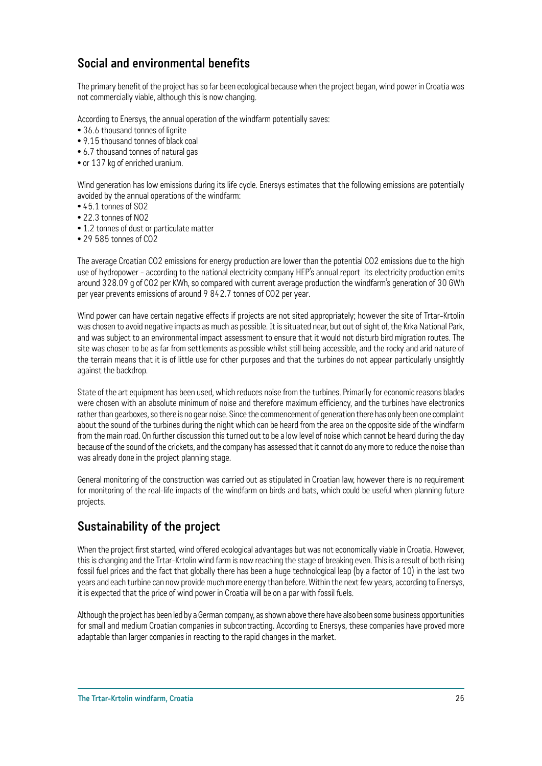## Social and environmental benefits

The primary benefit of the project has so far been ecological because when the project began, wind power in Croatia was not commercially viable, although this is now changing.

According to Enersys, the annual operation of the windfarm potentially saves:

- 36.6 thousand tonnes of lignite
- 9.15 thousand tonnes of black coal
- 6.7 thousand tonnes of natural gas
- or 137 kg of enriched uranium.

Wind generation has low emissions during its life cycle. Enersys estimates that the following emissions are potentially avoided by the annual operations of the windfarm:

- 45.1 tonnes of $SO_2$
- 22.3 tonnes of $NO_2$
- 1.2 tonnes of dust or particulate matter
- 29 585 tonnes of $CO_2$

The average Croatian $CO_2$ emissions for energy production are lower than the potential $CO_2$ emissions due to the high use of hydropower - according to the national electricity company HEP's annual report its electricity production emits around 328.09 g of $CO_2$ per KWh, so compared with current average production the windfarm's generation of 30 GWh per year prevents emissions of around 9 842.7 tonnes of $CO_2$ per year.

Wind power can have certain negative effects if projects are not sited appropriately; however the site of Trtar-Krtolin was chosen to avoid negative impacts as much as possible. It is situated near, but out of sight of, the Krka National Park, and was subject to an environmental impact assessment to ensure that it would not disturb bird migration routes. The site was chosen to be as far from settlements as possible whilst still being accessible, and the rocky and arid nature of the terrain means that it is of little use for other purposes and that the turbines do not appear particularly unsightly against the backdrop.

State of the art equipment has been used, which reduces noise from the turbines. Primarily for economic reasons blades were chosen with an absolute minimum of noise and therefore maximum efficiency, and the turbines have electronics rather than gearboxes, so there is no gear noise. Since the commencement of generation there has only been one complaint about the sound of the turbines during the night which can be heard from the area on the opposite side of the windfarm from the main road. On further discussion this turned out to be a low level of noise which cannot be heard during the day because of the sound of the crickets, and the company has assessed that it cannot do any more to reduce the noise than was already done in the project planning stage.

General monitoring of the construction was carried out as stipulated in Croatian law, however there is no requirement for monitoring of the real-life impacts of the windfarm on birds and bats, which could be useful when planning future projects.

## Sustainability of the project

When the project first started, wind offered ecological advantages but was not economically viable in Croatia. However, this is changing and the Trtar-Krtolin wind farm is now reaching the stage of breaking even. This is a result of both rising fossil fuel prices and the fact that globally there has been a huge technological leap (by a factor of 10) in the last two years and each turbine can now provide much more energy than before. Within the next few years, according to Enersys, it is expected that the price of wind power in Croatia will be on a par with fossil fuels.

Although the project has been led by a German company, as shown above there have also been some business opportunities for small and medium Croatian companies in subcontracting. According to Enersys, these companies have proved more adaptable than larger companies in reacting to the rapid changes in the market.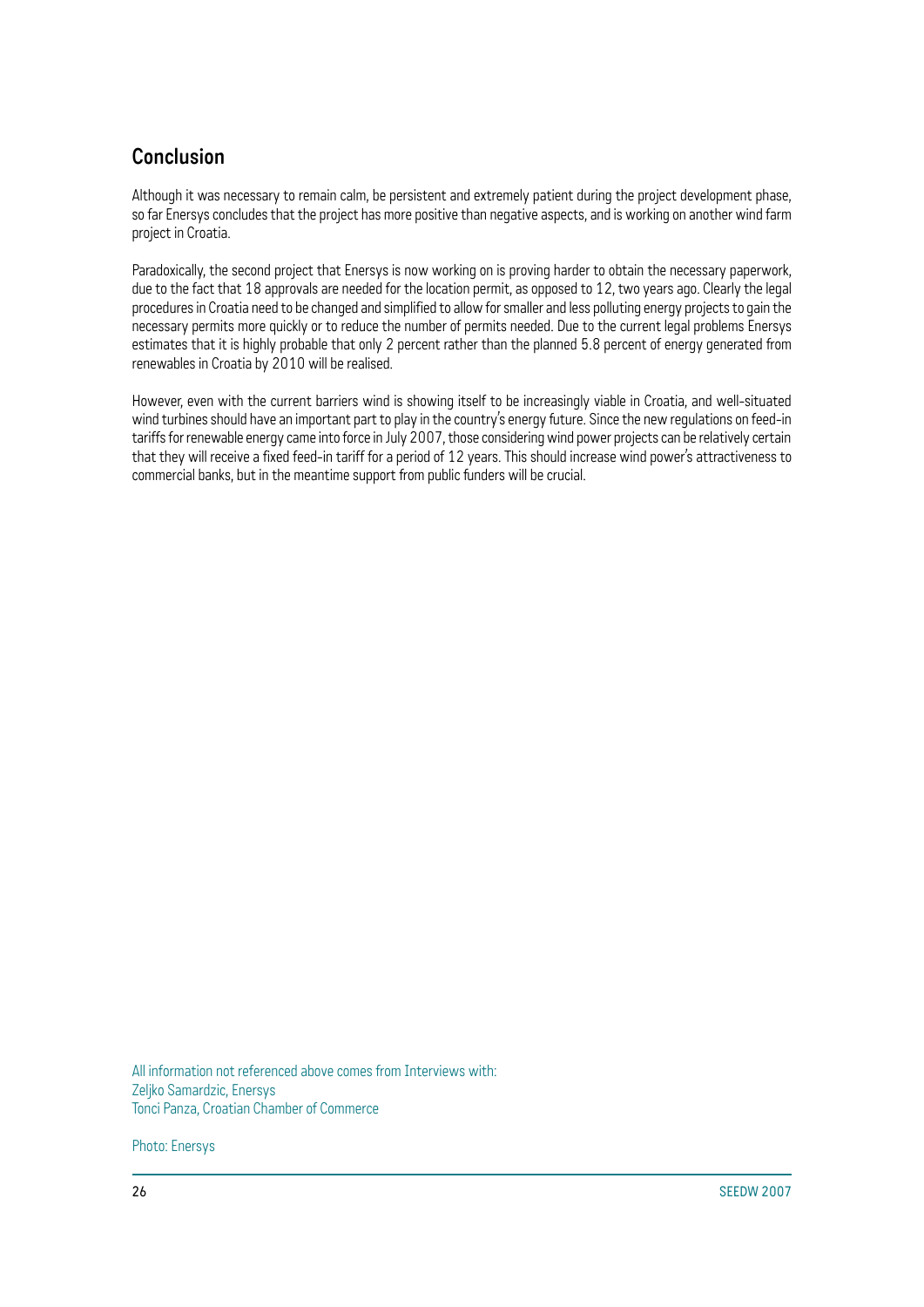## Conclusion

Although it was necessary to remain calm, be persistent and extremely patient during the project development phase, so far Enersys concludes that the project has more positive than negative aspects, and is working on another wind farm project in Croatia.

Paradoxically, the second project that Enersys is now working on is proving harder to obtain the necessary paperwork, due to the fact that 18 approvals are needed for the location permit, as opposed to 12, two years ago. Clearly the legal procedures in Croatia need to be changed and simplified to allow for smaller and less polluting energy projects to gain the necessary permits more quickly or to reduce the number of permits needed. Due to the current legal problems Enersys estimates that it is highly probable that only 2 percent rather than the planned 5.8 percent of energy generated from renewables in Croatia by 2010 will be realised.

However, even with the current barriers wind is showing itself to be increasingly viable in Croatia, and well-situated wind turbines should have an important part to play in the country's energy future. Since the new regulations on feed-in tariffs for renewable energy came into force in July 2007, those considering wind power projects can be relatively certain that they will receive a fixed feed-in tariff for a period of 12 years. This should increase wind power's attractiveness to commercial banks, but in the meantime support from public funders will be crucial.

All information not referenced above comes from Interviews with:
Zeljko Samardzic, Enersys
Tonci Panza, Croatian Chamber of Commerce

Photo: Enersys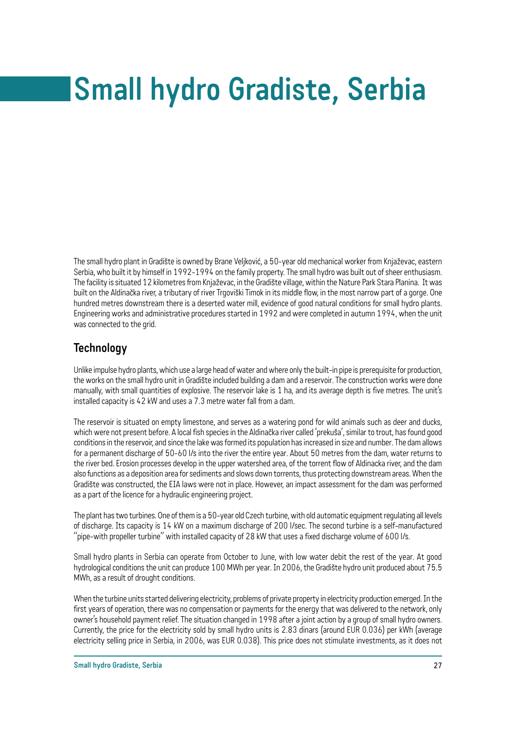# Small hydro Gradiste, Serbia

The small hydro plant in Gradište is owned by Brane Veljković, a 50-year old mechanical worker from Knjaževac, eastern Serbia, who built it by himself in 1992-1994 on the family property. The small hydro was built out of sheer enthusiasm. The facility is situated 12 kilometres from Knjaževac, in the Gradište village, within the Nature Park Stara Planina. It was built on the Aldinačka river, a tributary of river Trgoviški Timok in its middle flow, in the most narrow part of a gorge. One hundred metres downstream there is a deserted water mill, evidence of good natural conditions for small hydro plants. Engineering works and administrative procedures started in 1992 and were completed in autumn 1994, when the unit was connected to the grid.

## Technology

Unlike impulse hydro plants, which use a large head of water and where only the built-in pipe is prerequisite for production, the works on the small hydro unit in Gradište included building a dam and a reservoir. The construction works were done manually, with small quantities of explosive. The reservoir lake is 1 ha, and its average depth is five metres. The unit's installed capacity is 42 kW and uses a 7.3 metre water fall from a dam.

The reservoir is situated on empty limestone, and serves as a watering pond for wild animals such as deer and ducks, which were not present before. A local fish species in the Aldinačka river called 'prekuša', similar to trout, has found good conditions in the reservoir, and since the lake was formed its population has increased in size and number. The dam allows for a permanent discharge of 50-60 l/s into the river the entire year. About 50 metres from the dam, water returns to the river bed. Erosion processes develop in the upper watershed area, of the torrent flow of Aldinacka river, and the dam also functions as a deposition area for sediments and slows down torrents, thus protecting downstream areas. When the Gradište was constructed, the EIA laws were not in place. However, an impact assessment for the dam was performed as a part of the licence for a hydraulic engineering project.

The plant has two turbines. One of them is a 50-year old Czech turbine, with old automatic equipment regulating all levels of discharge. Its capacity is 14 kW on a maximum discharge of 200 l/sec. The second turbine is a self-manufactured "pipe-with propeller turbine" with installed capacity of 28 kW that uses a fixed discharge volume of 600 l/s.

Small hydro plants in Serbia can operate from October to June, with low water debit the rest of the year. At good hydrological conditions the unit can produce 100 MWh per year. In 2006, the Gradište hydro unit produced about 75.5 MWh, as a result of drought conditions.

When the turbine units started delivering electricity, problems of private property in electricity production emerged. In the first years of operation, there was no compensation or payments for the energy that was delivered to the network, only owner's household payment relief. The situation changed in 1998 after a joint action by a group of small hydro owners. Currently, the price for the electricity sold by small hydro units is 2.83 dinars (around EUR 0.036) per kWh (average electricity selling price in Serbia, in 2006, was EUR 0.038). This price does not stimulate investments, as it does not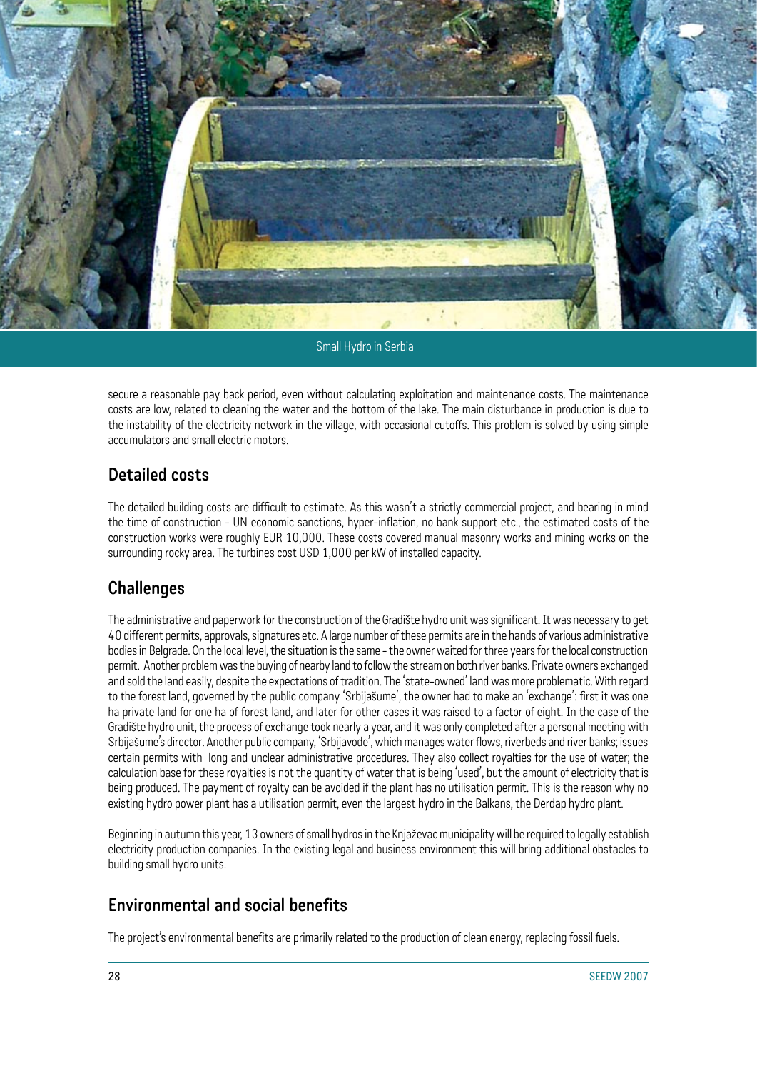Small Hydro in Serbia

secure a reasonable pay back period, even without calculating exploitation and maintenance costs. The maintenance costs are low, related to cleaning the water and the bottom of the lake. The main disturbance in production is due to the instability of the electricity network in the village, with occasional cutoffs. This problem is solved by using simple accumulators and small electric motors.

## Detailed costs

The detailed building costs are difficult to estimate. As this wasn't a strictly commercial project, and bearing in mind the time of construction - UN economic sanctions, hyper-inflation, no bank support etc., the estimated costs of the construction works were roughly EUR 10,000. These costs covered manual masonry works and mining works on the surrounding rocky area. The turbines cost USD 1,000 per kW of installed capacity.

## Challenges

The administrative and paperwork for the construction of the Gradište hydro unit was significant. It was necessary to get 40 different permits, approvals, signatures etc. A large number of these permits are in the hands of various administrative bodies in Belgrade. On the local level, the situation is the same - the owner waited for three years for the local construction permit. Another problem was the buying of nearby land to follow the stream on both river banks. Private owners exchanged and sold the land easily, despite the expectations of tradition. The 'state-owned' land was more problematic. With regard to the forest land, governed by the public company 'Srbijašume', the owner had to make an 'exchange': first it was one ha private land for one ha of forest land, and later for other cases it was raised to a factor of eight. In the case of the Gradište hydro unit, the process of exchange took nearly a year, and it was only completed after a personal meeting with Srbijašume's director. Another public company, 'Srbijavode', which manages water flows, riverbeds and river banks; issues certain permits with long and unclear administrative procedures. They also collect royalties for the use of water; the calculation base for these royalties is not the quantity of water that is being 'used', but the amount of electricity that is being produced. The payment of royalty can be avoided if the plant has no utilisation permit. This is the reason why no existing hydro power plant has a utilisation permit, even the largest hydro in the Balkans, the Đerdap hydro plant.

Beginning in autumn this year, 13 owners of small hydros in the Knjaževac municipality will be required to legally establish electricity production companies. In the existing legal and business environment this will bring additional obstacles to building small hydro units.

## Environmental and social benefits

The project's environmental benefits are primarily related to the production of clean energy, replacing fossil fuels.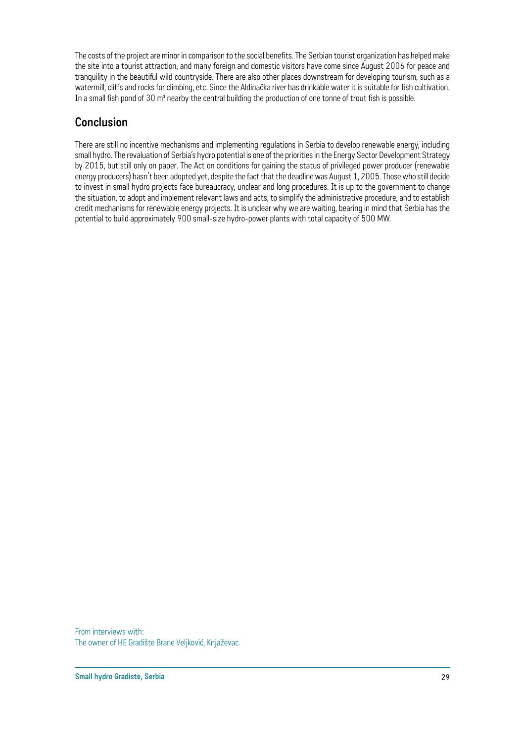The costs of the project are minor in comparison to the social benefits. The Serbian tourist organization has helped make the site into a tourist attraction, and many foreign and domestic visitors have come since August 2006 for peace and tranquility in the beautiful wild countryside. There are also other places downstream for developing tourism, such as a watermill, cliffs and rocks for climbing, etc. Since the Aldinačka river has drinkable water it is suitable for fish cultivation. In a small fish pond of 30 m³ nearby the central building the production of one tonne of trout fish is possible.

## Conclusion

There are still no incentive mechanisms and implementing regulations in Serbia to develop renewable energy, including small hydro. The revaluation of Serbia's hydro potential is one of the priorities in the Energy Sector Development Strategy by 2015, but still only on paper. The Act on conditions for gaining the status of privileged power producer (renewable energy producers) hasn't been adopted yet, despite the fact that the deadline was August 1, 2005. Those who still decide to invest in small hydro projects face bureaucracy, unclear and long procedures. It is up to the government to change the situation, to adopt and implement relevant laws and acts, to simplify the administrative procedure, and to establish credit mechanisms for renewable energy projects. It is unclear why we are waiting, bearing in mind that Serbia has the potential to build approximately 900 small-size hydro-power plants with total capacity of 500 MW.

From interviews with:
The owner of HE Gradište Brane Veljković, Knjaževac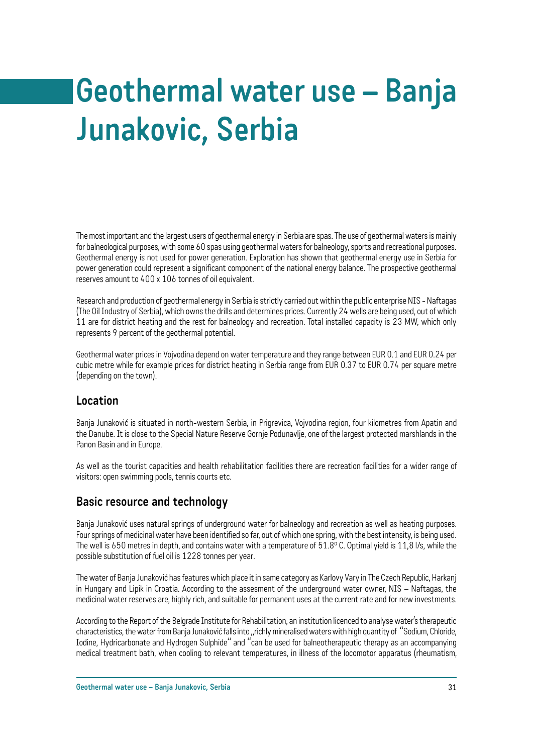# Geothermal water use – Banja Junakovic, Serbia

The most important and the largest users of geothermal energy in Serbia are spas. The use of geothermal waters is mainly for balneological purposes, with some 60 spas using geothermal waters for balneology, sports and recreational purposes. Geothermal energy is not used for power generation. Exploration has shown that geothermal energy use in Serbia for power generation could represent a significant component of the national energy balance. The prospective geothermal reserves amount to 400 x 106 tonnes of oil equivalent.

Research and production of geothermal energy in Serbia is strictly carried out within the public enterprise NIS - Naftagas (The Oil Industry of Serbia), which owns the drills and determines prices. Currently 24 wells are being used, out of which 11 are for district heating and the rest for balneology and recreation. Total installed capacity is 23 MW, which only represents 9 percent of the geothermal potential.

Geothermal water prices in Vojvodina depend on water temperature and they range between EUR 0.1 and EUR 0.24 per cubic metre while for example prices for district heating in Serbia range from EUR 0.37 to EUR 0.74 per square metre (depending on the town).

## Location

Banja Junaković is situated in north-western Serbia, in Prigrevica, Vojvodina region, four kilometres from Apatin and the Danube. It is close to the Special Nature Reserve Gornje Podunavlje, one of the largest protected marshlands in the Panon Basin and in Europe.

As well as the tourist capacities and health rehabilitation facilities there are recreation facilities for a wider range of visitors: open swimming pools, tennis courts etc.

## Basic resource and technology

Banja Junaković uses natural springs of underground water for balneology and recreation as well as heating purposes. Four springs of medicinal water have been identified so far, out of which one spring, with the best intensity, is being used. The well is 650 metres in depth, and contains water with a temperature of 51.8° C. Optimal yield is 11,8 l/s, while the possible substitution of fuel oil is 1228 tonnes per year.

The water of Banja Junaković has features which place it in same category as Karlovy Vary in The Czech Republic, Harkanj in Hungary and Lipik in Croatia. According to the assesment of the underground water owner, NIS – Naftagas, the medicinal water reserves are, highly rich, and suitable for permanent uses at the current rate and for new investments.

According to the Report of the Belgrade Institute for Rehabilitation, an institution licenced to analyse water's therapeutic characteristics, the water from Banja Junaković falls into „richly mineralised waters with high quantity of "Sodium, Chloride, Iodine, Hydricarbonate and Hydrogen Sulphide" and "can be used for balneotherapeutic therapy as an accompanying medical treatment bath, when cooling to relevant temperatures, in illness of the locomotor apparatus (rheumatism,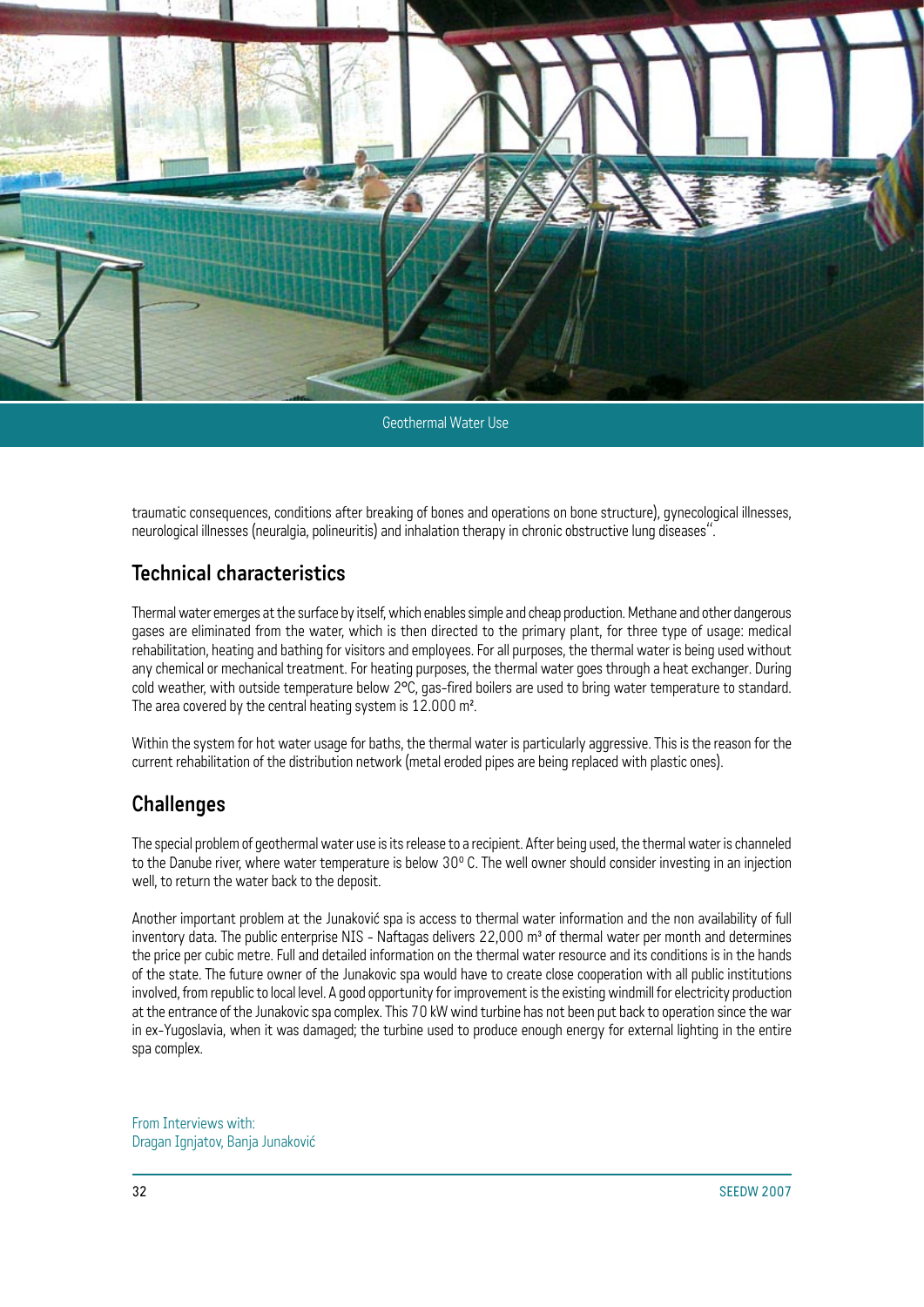traumatic consequences, conditions after breaking of bones and operations on bone structure), gynecological illnesses, neurological illnesses (neuralgia, polineuritis) and inhalation therapy in chronic obstructive lung diseases".

## Technical characteristics

Thermal water emerges at the surface by itself, which enables simple and cheap production. Methane and other dangerous gases are eliminated from the water, which is then directed to the primary plant, for three type of usage: medical rehabilitation, heating and bathing for visitors and employees. For all purposes, the thermal water is being used without any chemical or mechanical treatment. For heating purposes, the thermal water goes through a heat exchanger. During cold weather, with outside temperature below 2°C, gas-fired boilers are used to bring water temperature to standard. The area covered by the central heating system is 12.000 m².

Within the system for hot water usage for baths, the thermal water is particularly aggressive. This is the reason for the current rehabilitation of the distribution network (metal eroded pipes are being replaced with plastic ones).

## Challenges

The special problem of geothermal water use is its release to a recipient. After being used, the thermal water is channeled to the Danube river, where water temperature is below 30° C. The well owner should consider investing in an injection well, to return the water back to the deposit.

Another important problem at the Junaković spa is access to thermal water information and the non availability of full inventory data. The public enterprise NIS - Naftagas delivers 22,000 m³ of thermal water per month and determines the price per cubic metre. Full and detailed information on the thermal water resource and its conditions is in the hands of the state. The future owner of the Junakovic spa would have to create close cooperation with all public institutions involved, from republic to local level. A good opportunity for improvement is the existing windmill for electricity production at the entrance of the Junakovic spa complex. This 70 kW wind turbine has not been put back to operation since the war in ex-Yugoslavia, when it was damaged; the turbine used to produce enough energy for external lighting in the entire spa complex.

From Interviews with:
Dragan Ignjatov, Banja Junaković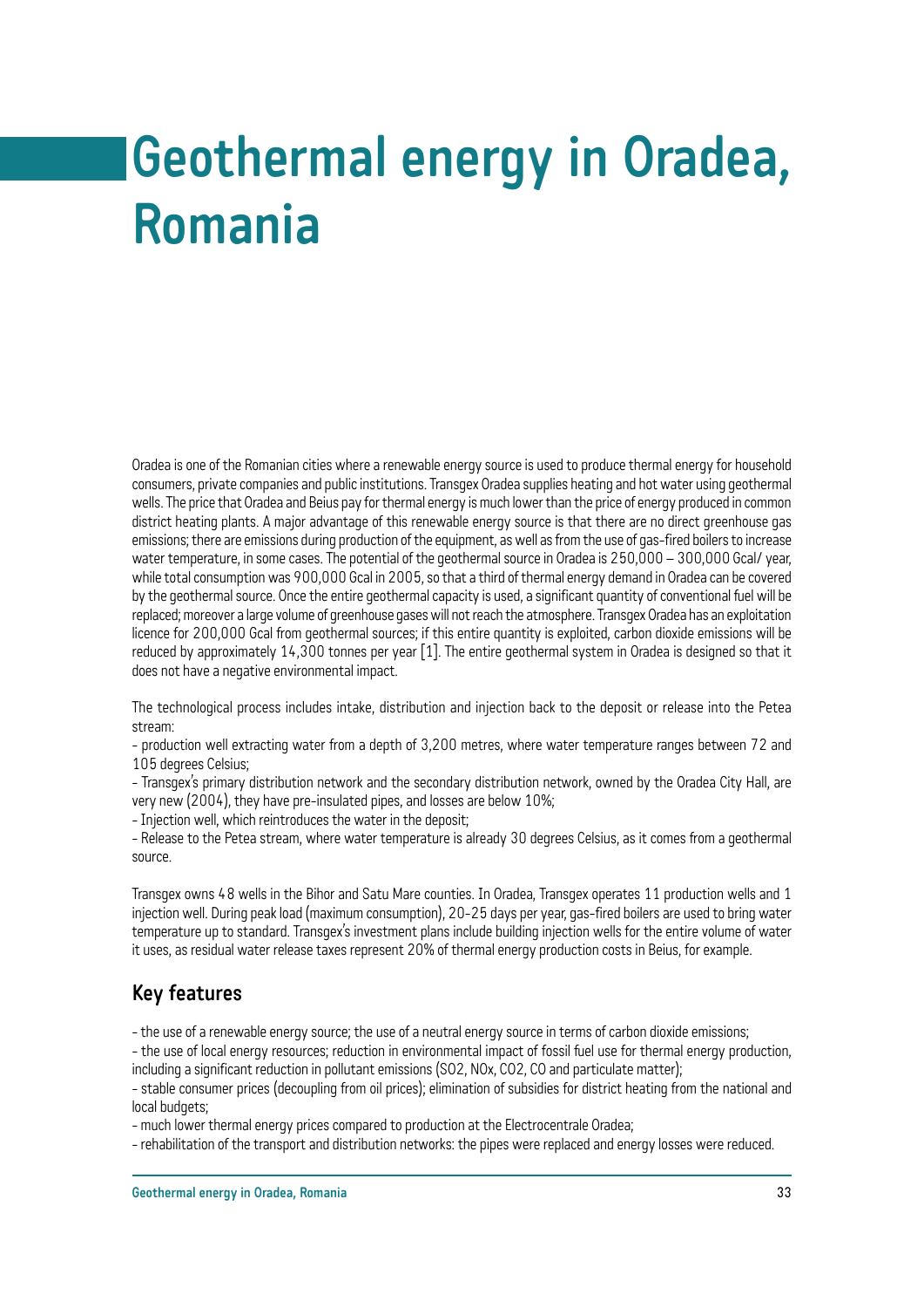# Geothermal energy in Oradea, Romania

Oradea is one of the Romanian cities where a renewable energy source is used to produce thermal energy for household consumers, private companies and public institutions. Transgex Oradea supplies heating and hot water using geothermal wells. The price that Oradea and Beius pay for thermal energy is much lower than the price of energy produced in common district heating plants. A major advantage of this renewable energy source is that there are no direct greenhouse gas emissions; there are emissions during production of the equipment, as well as from the use of gas-fired boilers to increase water temperature, in some cases. The potential of the geothermal source in Oradea is 250,000 – 300,000 Gcal/ year, while total consumption was 900,000 Gcal in 2005, so that a third of thermal energy demand in Oradea can be covered by the geothermal source. Once the entire geothermal capacity is used, a significant quantity of conventional fuel will be replaced; moreover a large volume of greenhouse gases will not reach the atmosphere. Transgex Oradea has an exploitation licence for 200,000 Gcal from geothermal sources; if this entire quantity is exploited, carbon dioxide emissions will be reduced by approximately 14,300 tonnes per year [1]. The entire geothermal system in Oradea is designed so that it does not have a negative environmental impact.

The technological process includes intake, distribution and injection back to the deposit or release into the Petea stream:

- production well extracting water from a depth of 3,200 metres, where water temperature ranges between 72 and 105 degrees Celsius;
- Transgex's primary distribution network and the secondary distribution network, owned by the Oradea City Hall, are very new (2004), they have pre-insulated pipes, and losses are below 10%;
- Injection well, which reintroduces the water in the deposit;
- Release to the Petea stream, where water temperature is already 30 degrees Celsius, as it comes from a geothermal source.

Transgex owns 48 wells in the Bihor and Satu Mare counties. In Oradea, Transgex operates 11 production wells and 1 injection well. During peak load (maximum consumption), 20-25 days per year, gas-fired boilers are used to bring water temperature up to standard. Transgex's investment plans include building injection wells for the entire volume of water it uses, as residual water release taxes represent 20% of thermal energy production costs in Beius, for example.

## Key features

- the use of a renewable energy source; the use of a neutral energy source in terms of carbon dioxide emissions;
- the use of local energy resources; reduction in environmental impact of fossil fuel use for thermal energy production, including a significant reduction in pollutant emissions ($SO_2$, $NO_x$, $CO_2$, CO and particulate matter);
- stable consumer prices (decoupling from oil prices); elimination of subsidies for district heating from the national and local budgets;
- much lower thermal energy prices compared to production at the Electrocentrale Oradea;
- rehabilitation of the transport and distribution networks: the pipes were replaced and energy losses were reduced.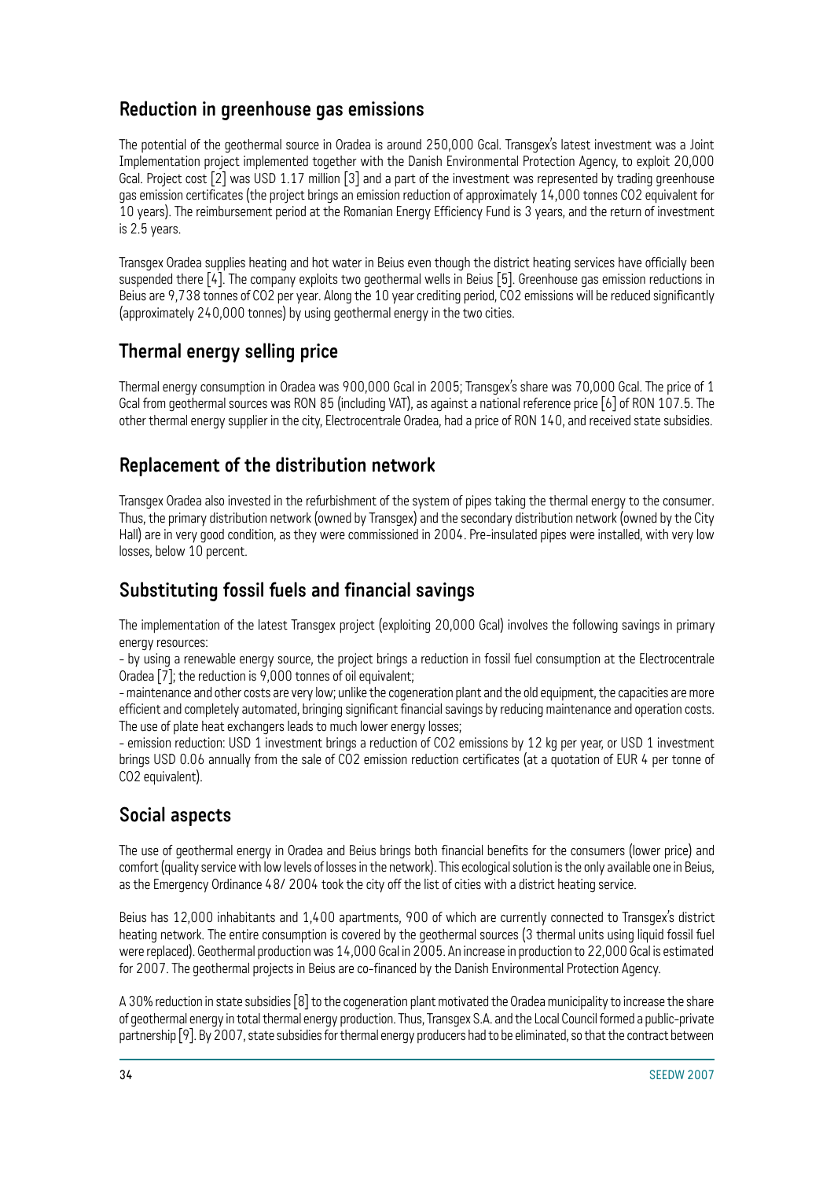## Reduction in greenhouse gas emissions

The potential of the geothermal source in Oradea is around 250,000 Gcal. Transgex's latest investment was a Joint Implementation project implemented together with the Danish Environmental Protection Agency, to exploit 20,000 Gcal. Project cost [2] was USD 1.17 million [3] and a part of the investment was represented by trading greenhouse gas emission certificates (the project brings an emission reduction of approximately 14,000 tonnes $CO_2$ equivalent for 10 years). The reimbursement period at the Romanian Energy Efficiency Fund is 3 years, and the return of investment is 2.5 years.

Transgex Oradea supplies heating and hot water in Beius even though the district heating services have officially been suspended there [4]. The company exploits two geothermal wells in Beius [5]. Greenhouse gas emission reductions in Beius are 9,738 tonnes of $CO_2$ per year. Along the 10 year crediting period, $CO_2$ emissions will be reduced significantly (approximately 240,000 tonnes) by using geothermal energy in the two cities.

## Thermal energy selling price

Thermal energy consumption in Oradea was 900,000 Gcal in 2005; Transgex's share was 70,000 Gcal. The price of 1 Gcal from geothermal sources was RON 85 (including VAT), as against a national reference price [6] of RON 107.5. The other thermal energy supplier in the city, Electrocentrale Oradea, had a price of RON 140, and received state subsidies.

## Replacement of the distribution network

Transgex Oradea also invested in the refurbishment of the system of pipes taking the thermal energy to the consumer. Thus, the primary distribution network (owned by Transgex) and the secondary distribution network (owned by the City Hall) are in very good condition, as they were commissioned in 2004. Pre-insulated pipes were installed, with very low losses, below 10 percent.

## Substituting fossil fuels and financial savings

The implementation of the latest Transgex project (exploiting 20,000 Gcal) involves the following savings in primary energy resources:

- by using a renewable energy source, the project brings a reduction in fossil fuel consumption at the Electrocentrale Oradea [7]; the reduction is 9,000 tonnes of oil equivalent;
- maintenance and other costs are very low; unlike the cogeneration plant and the old equipment, the capacities are more efficient and completely automated, bringing significant financial savings by reducing maintenance and operation costs. The use of plate heat exchangers leads to much lower energy losses;
- emission reduction: USD 1 investment brings a reduction of $CO_2$ emissions by 12 kg per year, or USD 1 investment brings USD 0.06 annually from the sale of $CO_2$ emission reduction certificates (at a quotation of EUR 4 per tonne of $CO_2$ equivalent).

## Social aspects

The use of geothermal energy in Oradea and Beius brings both financial benefits for the consumers (lower price) and comfort (quality service with low levels of losses in the network). This ecological solution is the only available one in Beius, as the Emergency Ordinance 48/ 2004 took the city off the list of cities with a district heating service.

Beius has 12,000 inhabitants and 1,400 apartments, 900 of which are currently connected to Transgex's district heating network. The entire consumption is covered by the geothermal sources (3 thermal units using liquid fossil fuel were replaced). Geothermal production was 14,000 Gcal in 2005. An increase in production to 22,000 Gcal is estimated for 2007. The geothermal projects in Beius are co-financed by the Danish Environmental Protection Agency.

A 30% reduction in state subsidies [8] to the cogeneration plant motivated the Oradea municipality to increase the share of geothermal energy in total thermal energy production. Thus, Transgex S.A. and the Local Council formed a public-private partnership [9]. By 2007, state subsidies for thermal energy producers had to be eliminated, so that the contract between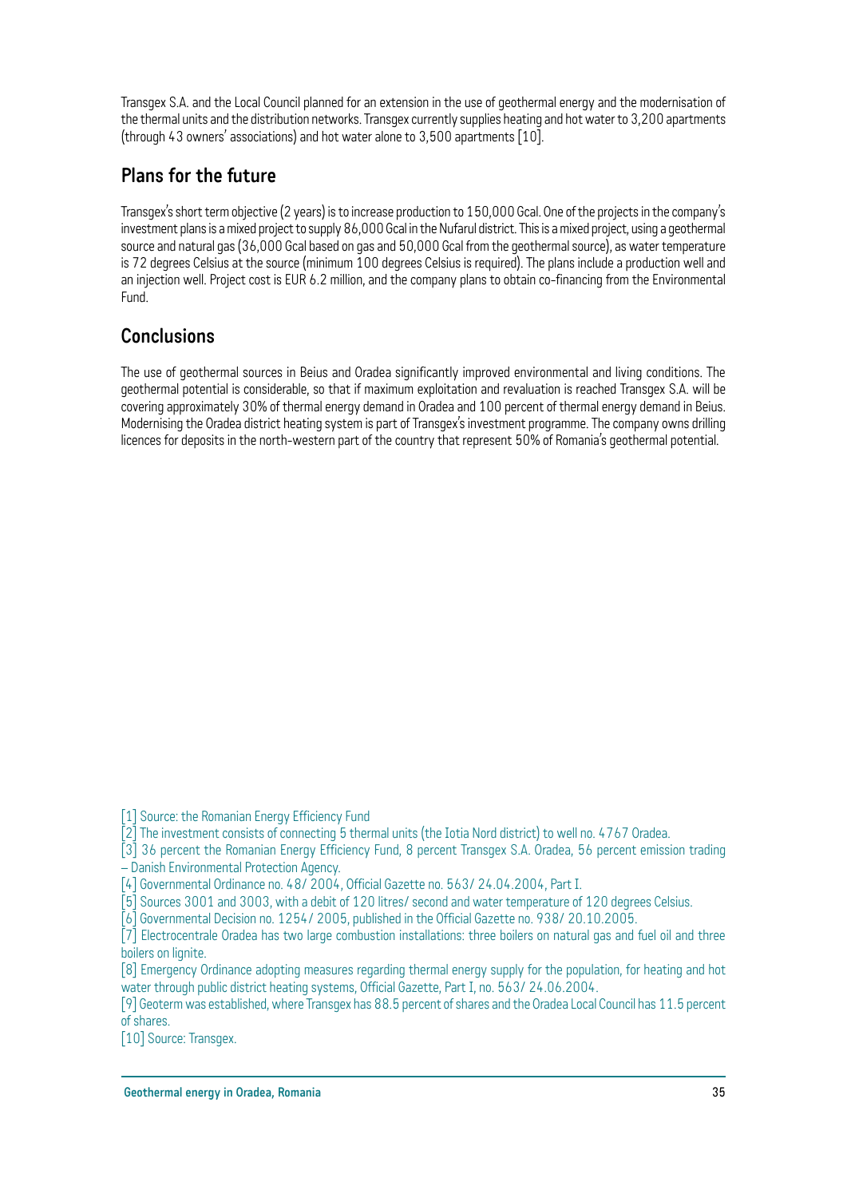Transgex S.A. and the Local Council planned for an extension in the use of geothermal energy and the modernisation of the thermal units and the distribution networks. Transgex currently supplies heating and hot water to 3,200 apartments (through 43 owners' associations) and hot water alone to 3,500 apartments [10].

## Plans for the future

Transgex's short term objective (2 years) is to increase production to 150,000 Gcal. One of the projects in the company's investment plans is a mixed project to supply 86,000 Gcal in the Nufarul district. This is a mixed project, using a geothermal source and natural gas (36,000 Gcal based on gas and 50,000 Gcal from the geothermal source), as water temperature is 72 degrees Celsius at the source (minimum 100 degrees Celsius is required). The plans include a production well and an injection well. Project cost is EUR 6.2 million, and the company plans to obtain co-financing from the Environmental Fund.

## Conclusions

The use of geothermal sources in Beius and Oradea significantly improved environmental and living conditions. The geothermal potential is considerable, so that if maximum exploitation and revaluation is reached Transgex S.A. will be covering approximately 30% of thermal energy demand in Oradea and 100 percent of thermal energy demand in Beius. Modernising the Oradea district heating system is part of Transgex's investment programme. The company owns drilling licences for deposits in the north-western part of the country that represent 50% of Romania's geothermal potential.

[1] Source: the Romanian Energy Efficiency Fund

[2] The investment consists of connecting 5 thermal units (the Iotia Nord district) to well no. 4767 Oradea.

[3] 36 percent the Romanian Energy Efficiency Fund, 8 percent Transgex S.A. Oradea, 56 percent emission trading – Danish Environmental Protection Agency.

[4] Governmental Ordinance no. 48/ 2004, Official Gazette no. 563/ 24.04.2004, Part I.

[5] Sources 3001 and 3003, with a debit of 120 litres/ second and water temperature of 120 degrees Celsius.

[6] Governmental Decision no. 1254/ 2005, published in the Official Gazette no. 938/ 20.10.2005.

[7] Electrocentrale Oradea has two large combustion installations: three boilers on natural gas and fuel oil and three boilers on lignite.

[8] Emergency Ordinance adopting measures regarding thermal energy supply for the population, for heating and hot water through public district heating systems, Official Gazette, Part I, no. 563/ 24.06.2004.

[9] Geoterm was established, where Transgex has 88.5 percent of shares and the Oradea Local Council has 11.5 percent of shares.

[10] Source: Transgex.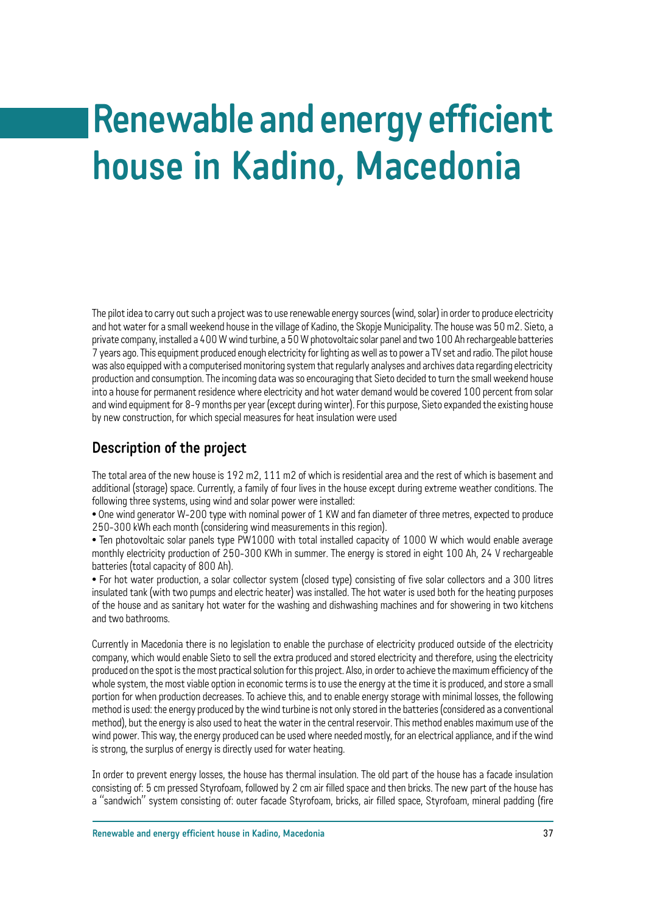# Renewable and energy efficient house in Kadino, Macedonia

The pilot idea to carry out such a project was to use renewable energy sources (wind, solar) in order to produce electricity and hot water for a small weekend house in the village of Kadino, the Skopje Municipality. The house was 50 m2. Sieto, a private company, installed a 400 W wind turbine, a 50 W photovoltaic solar panel and two 100 Ah rechargeable batteries 7 years ago. This equipment produced enough electricity for lighting as well as to power a TV set and radio. The pilot house was also equipped with a computerised monitoring system that regularly analyses and archives data regarding electricity production and consumption. The incoming data was so encouraging that Sieto decided to turn the small weekend house into a house for permanent residence where electricity and hot water demand would be covered 100 percent from solar and wind equipment for 8-9 months per year (except during winter). For this purpose, Sieto expanded the existing house by new construction, for which special measures for heat insulation were used

## Description of the project

The total area of the new house is 192 m2, 111 m2 of which is residential area and the rest of which is basement and additional (storage) space. Currently, a family of four lives in the house except during extreme weather conditions. The following three systems, using wind and solar power were installed:

- One wind generator W-200 type with nominal power of 1 KW and fan diameter of three metres, expected to produce 250-300 kWh each month (considering wind measurements in this region).
- Ten photovoltaic solar panels type PW1000 with total installed capacity of 1000 W which would enable average monthly electricity production of 250-300 KWh in summer. The energy is stored in eight 100 Ah, 24 V rechargeable batteries (total capacity of 800 Ah).
- For hot water production, a solar collector system (closed type) consisting of five solar collectors and a 300 litres insulated tank (with two pumps and electric heater) was installed. The hot water is used both for the heating purposes of the house and as sanitary hot water for the washing and dishwashing machines and for showering in two kitchens and two bathrooms.

Currently in Macedonia there is no legislation to enable the purchase of electricity produced outside of the electricity company, which would enable Sieto to sell the extra produced and stored electricity and therefore, using the electricity produced on the spot is the most practical solution for this project. Also, in order to achieve the maximum efficiency of the whole system, the most viable option in economic terms is to use the energy at the time it is produced, and store a small portion for when production decreases. To achieve this, and to enable energy storage with minimal losses, the following method is used: the energy produced by the wind turbine is not only stored in the batteries (considered as a conventional method), but the energy is also used to heat the water in the central reservoir. This method enables maximum use of the wind power. This way, the energy produced can be used where needed mostly, for an electrical appliance, and if the wind is strong, the surplus of energy is directly used for water heating.

In order to prevent energy losses, the house has thermal insulation. The old part of the house has a facade insulation consisting of: 5 cm pressed Styrofoam, followed by 2 cm air filled space and then bricks. The new part of the house has a "sandwich" system consisting of: outer facade Styrofoam, bricks, air filled space, Styrofoam, mineral padding (fire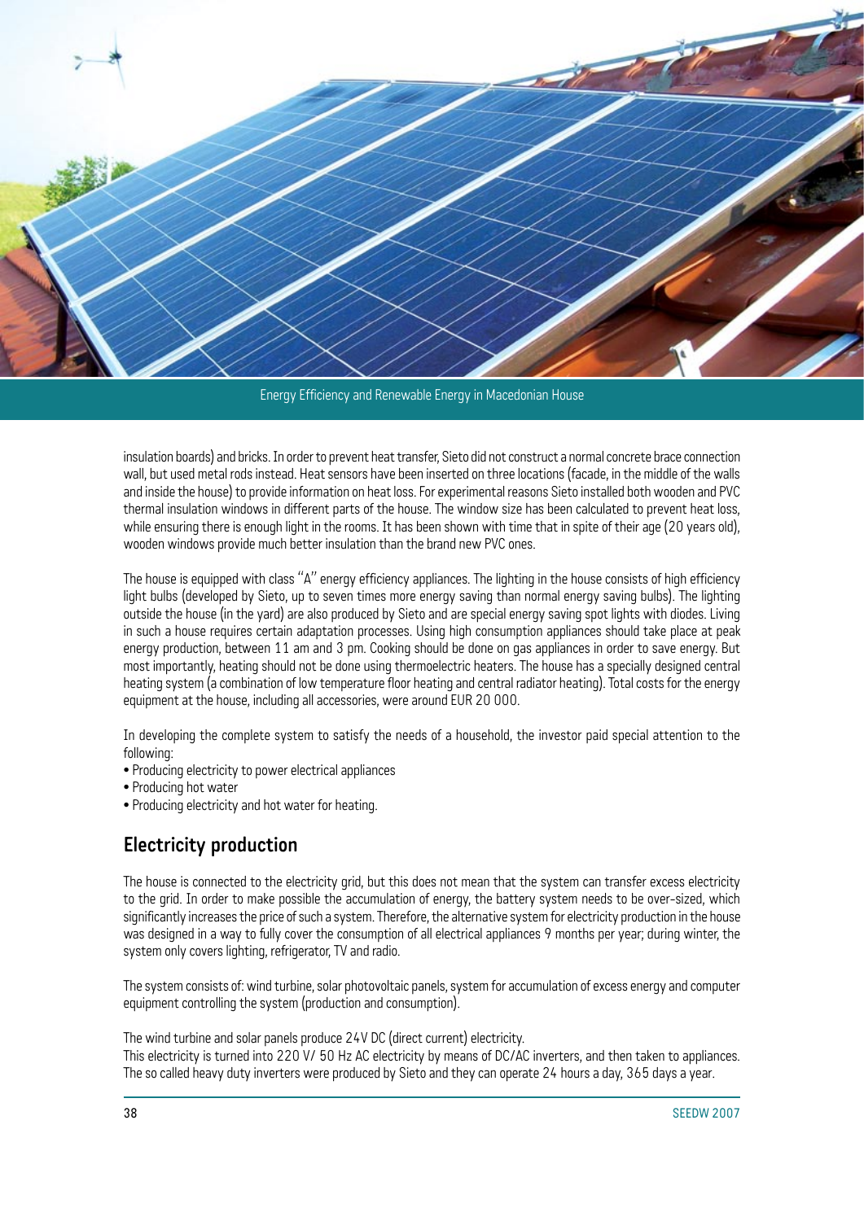insulation boards) and bricks. In order to prevent heat transfer, Sieto did not construct a normal concrete brace connection wall, but used metal rods instead. Heat sensors have been inserted on three locations (facade, in the middle of the walls and inside the house) to provide information on heat loss. For experimental reasons Sieto installed both wooden and PVC thermal insulation windows in different parts of the house. The window size has been calculated to prevent heat loss, while ensuring there is enough light in the rooms. It has been shown with time that in spite of their age (20 years old), wooden windows provide much better insulation than the brand new PVC ones.

The house is equipped with class "A" energy efficiency appliances. The lighting in the house consists of high efficiency light bulbs (developed by Sieto, up to seven times more energy saving than normal energy saving bulbs). The lighting outside the house (in the yard) are also produced by Sieto and are special energy saving spot lights with diodes. Living in such a house requires certain adaptation processes. Using high consumption appliances should take place at peak energy production, between 11 am and 3 pm. Cooking should be done on gas appliances in order to save energy. But most importantly, heating should not be done using thermoelectric heaters. The house has a specially designed central heating system (a combination of low temperature floor heating and central radiator heating). Total costs for the energy equipment at the house, including all accessories, were around EUR 20 000.

In developing the complete system to satisfy the needs of a household, the investor paid special attention to the following:

- Producing electricity to power electrical appliances
- Producing hot water
- Producing electricity and hot water for heating.

## Electricity production

The house is connected to the electricity grid, but this does not mean that the system can transfer excess electricity to the grid. In order to make possible the accumulation of energy, the battery system needs to be over-sized, which significantly increases the price of such a system. Therefore, the alternative system for electricity production in the house was designed in a way to fully cover the consumption of all electrical appliances 9 months per year; during winter, the system only covers lighting, refrigerator, TV and radio.

The system consists of: wind turbine, solar photovoltaic panels, system for accumulation of excess energy and computer equipment controlling the system (production and consumption).

The wind turbine and solar panels produce 24V DC (direct current) electricity.
This electricity is turned into 220 V/ 50 Hz AC electricity by means of DC/AC inverters, and then taken to appliances. The so called heavy duty inverters were produced by Sieto and they can operate 24 hours a day, 365 days a year.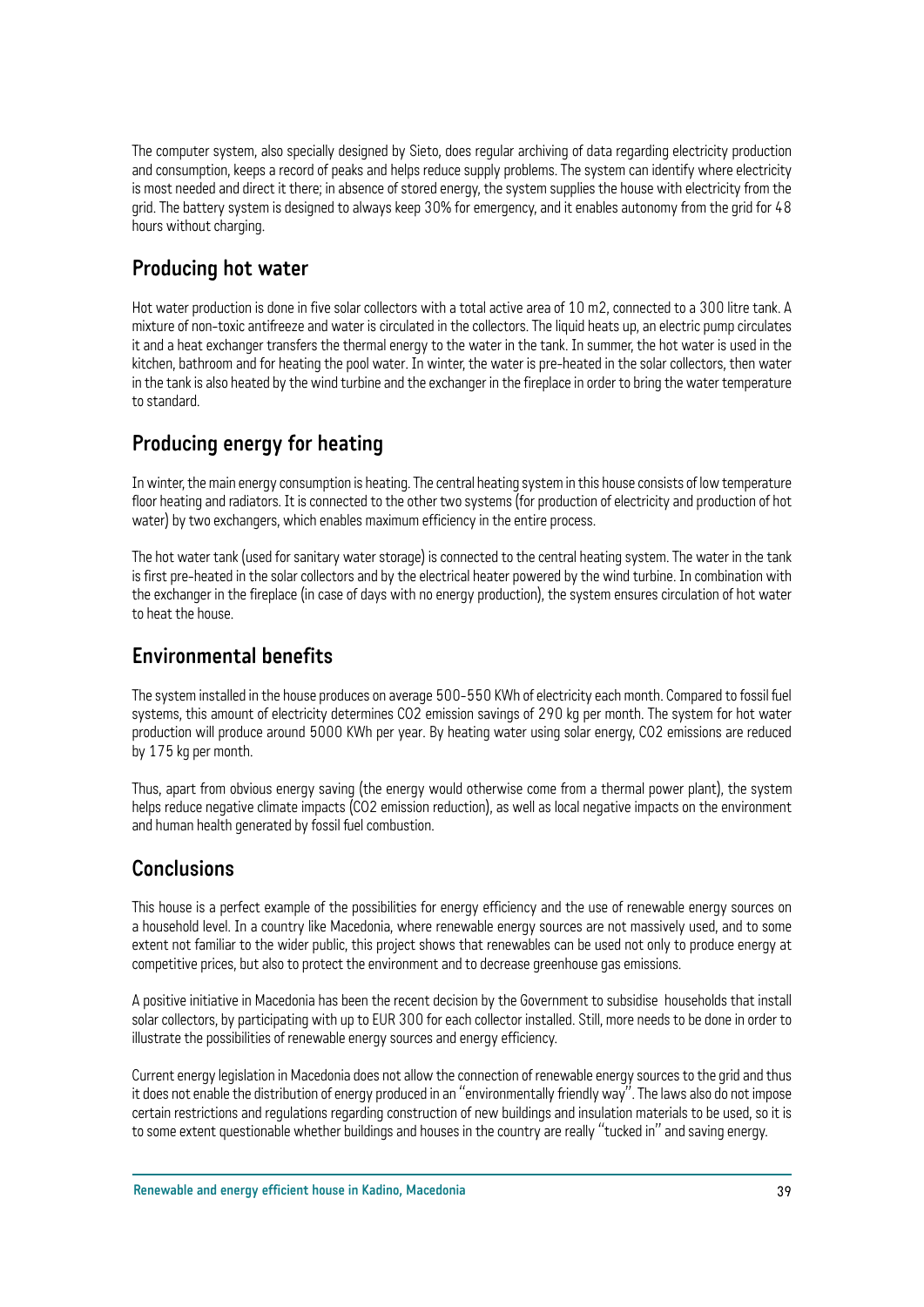The computer system, also specially designed by Sieto, does regular archiving of data regarding electricity production and consumption, keeps a record of peaks and helps reduce supply problems. The system can identify where electricity is most needed and direct it there; in absence of stored energy, the system supplies the house with electricity from the grid. The battery system is designed to always keep 30% for emergency, and it enables autonomy from the grid for 48 hours without charging.

## Producing hot water

Hot water production is done in five solar collectors with a total active area of 10 m2, connected to a 300 litre tank. A mixture of non-toxic antifreeze and water is circulated in the collectors. The liquid heats up, an electric pump circulates it and a heat exchanger transfers the thermal energy to the water in the tank. In summer, the hot water is used in the kitchen, bathroom and for heating the pool water. In winter, the water is pre-heated in the solar collectors, then water in the tank is also heated by the wind turbine and the exchanger in the fireplace in order to bring the water temperature to standard.

## Producing energy for heating

In winter, the main energy consumption is heating. The central heating system in this house consists of low temperature floor heating and radiators. It is connected to the other two systems (for production of electricity and production of hot water) by two exchangers, which enables maximum efficiency in the entire process.

The hot water tank (used for sanitary water storage) is connected to the central heating system. The water in the tank is first pre-heated in the solar collectors and by the electrical heater powered by the wind turbine. In combination with the exchanger in the fireplace (in case of days with no energy production), the system ensures circulation of hot water to heat the house.

## Environmental benefits

The system installed in the house produces on average 500-550 KWh of electricity each month. Compared to fossil fuel systems, this amount of electricity determines $CO_2$ emission savings of 290 kg per month. The system for hot water production will produce around 5000 KWh per year. By heating water using solar energy, $CO_2$ emissions are reduced by 175 kg per month.

Thus, apart from obvious energy saving (the energy would otherwise come from a thermal power plant), the system helps reduce negative climate impacts ($CO_2$ emission reduction), as well as local negative impacts on the environment and human health generated by fossil fuel combustion.

## Conclusions

This house is a perfect example of the possibilities for energy efficiency and the use of renewable energy sources on a household level. In a country like Macedonia, where renewable energy sources are not massively used, and to some extent not familiar to the wider public, this project shows that renewables can be used not only to produce energy at competitive prices, but also to protect the environment and to decrease greenhouse gas emissions.

A positive initiative in Macedonia has been the recent decision by the Government to subsidise households that install solar collectors, by participating with up to EUR 300 for each collector installed. Still, more needs to be done in order to illustrate the possibilities of renewable energy sources and energy efficiency.

Current energy legislation in Macedonia does not allow the connection of renewable energy sources to the grid and thus it does not enable the distribution of energy produced in an "environmentally friendly way". The laws also do not impose certain restrictions and regulations regarding construction of new buildings and insulation materials to be used, so it is to some extent questionable whether buildings and houses in the country are really "tucked in" and saving energy.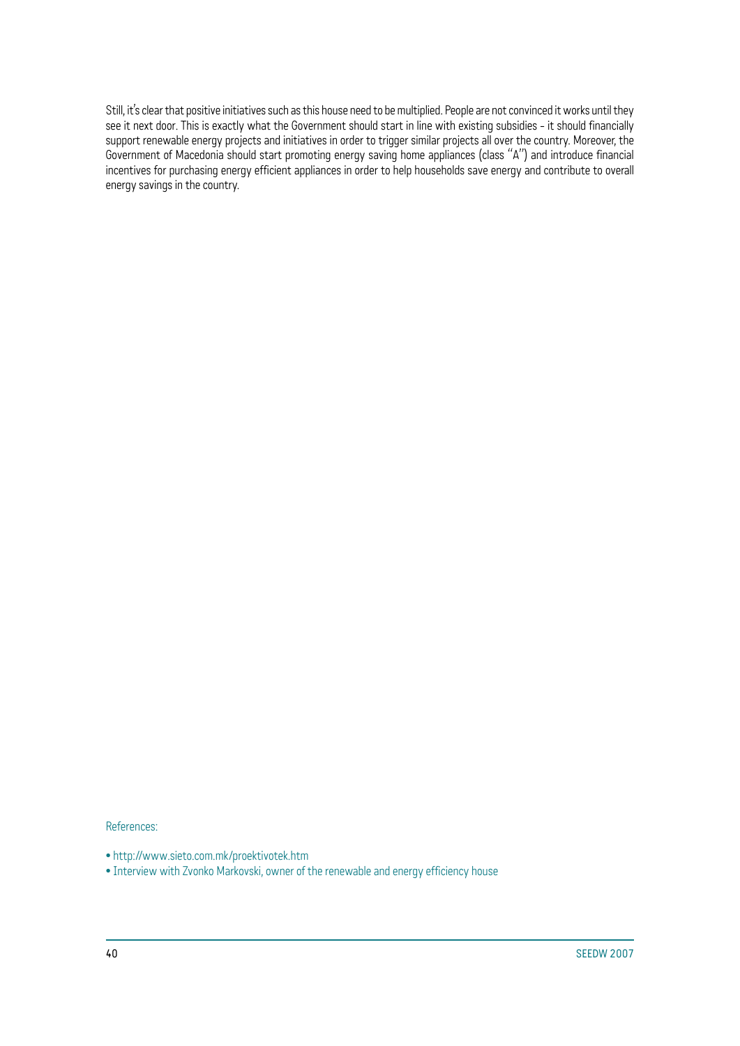Still, it's clear that positive initiatives such as this house need to be multiplied. People are not convinced it works until they see it next door. This is exactly what the Government should start in line with existing subsidies - it should financially support renewable energy projects and initiatives in order to trigger similar projects all over the country. Moreover, the Government of Macedonia should start promoting energy saving home appliances (class "A") and introduce financial incentives for purchasing energy efficient appliances in order to help households save energy and contribute to overall energy savings in the country.

References:

- http://www.sieto.com.mk/proektivotek.htm
- Interview with Zvonko Markovski, owner of the renewable and energy efficiency house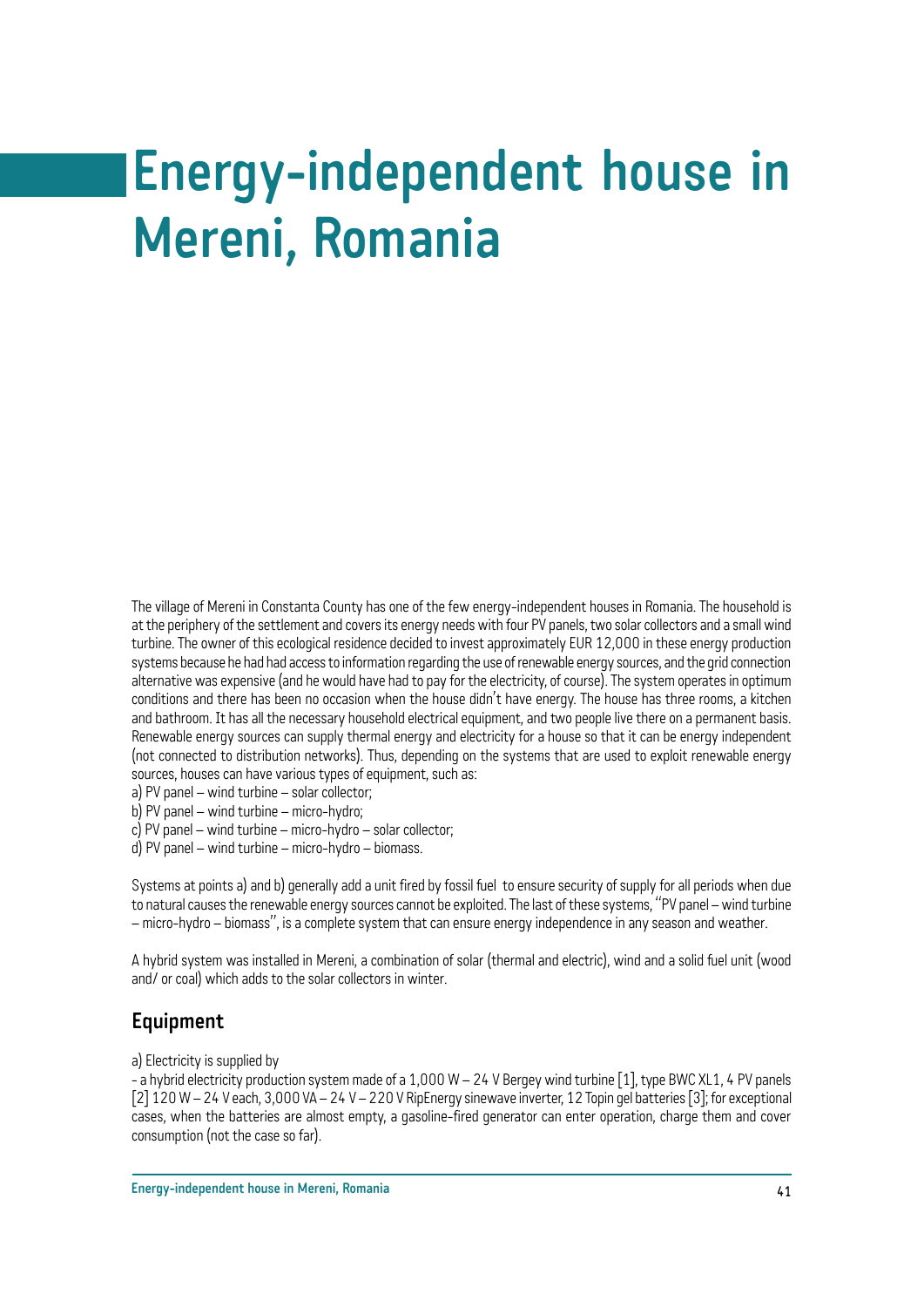# Energy-independent house in Mereni, Romania

The village of Mereni in Constanta County has one of the few energy-independent houses in Romania. The household is at the periphery of the settlement and covers its energy needs with four PV panels, two solar collectors and a small wind turbine. The owner of this ecological residence decided to invest approximately EUR 12,000 in these energy production systems because he had had access to information regarding the use of renewable energy sources, and the grid connection alternative was expensive (and he would have had to pay for the electricity, of course). The system operates in optimum conditions and there has been no occasion when the house didn't have energy. The house has three rooms, a kitchen and bathroom. It has all the necessary household electrical equipment, and two people live there on a permanent basis. Renewable energy sources can supply thermal energy and electricity for a house so that it can be energy independent (not connected to distribution networks). Thus, depending on the systems that are used to exploit renewable energy sources, houses can have various types of equipment, such as:

a) PV panel – wind turbine – solar collector;

b) PV panel – wind turbine – micro-hydro;

c) PV panel – wind turbine – micro-hydro – solar collector;

d) PV panel – wind turbine – micro-hydro – biomass.

Systems at points a) and b) generally add a unit fired by fossil fuel to ensure security of supply for all periods when due to natural causes the renewable energy sources cannot be exploited. The last of these systems, "PV panel – wind turbine – micro-hydro – biomass", is a complete system that can ensure energy independence in any season and weather.

A hybrid system was installed in Mereni, a combination of solar (thermal and electric), wind and a solid fuel unit (wood and/ or coal) which adds to the solar collectors in winter.

## Equipment

a) Electricity is supplied by

- a hybrid electricity production system made of a 1,000 W – 24 V Bergey wind turbine [1], type BWC XL1, 4 PV panels [2] 120 W – 24 V each, 3,000 VA – 24 V – 220 V RipEnergy sinewave inverter, 12 Topin gel batteries [3]; for exceptional cases, when the batteries are almost empty, a gasoline-fired generator can enter operation, charge them and cover consumption (not the case so far).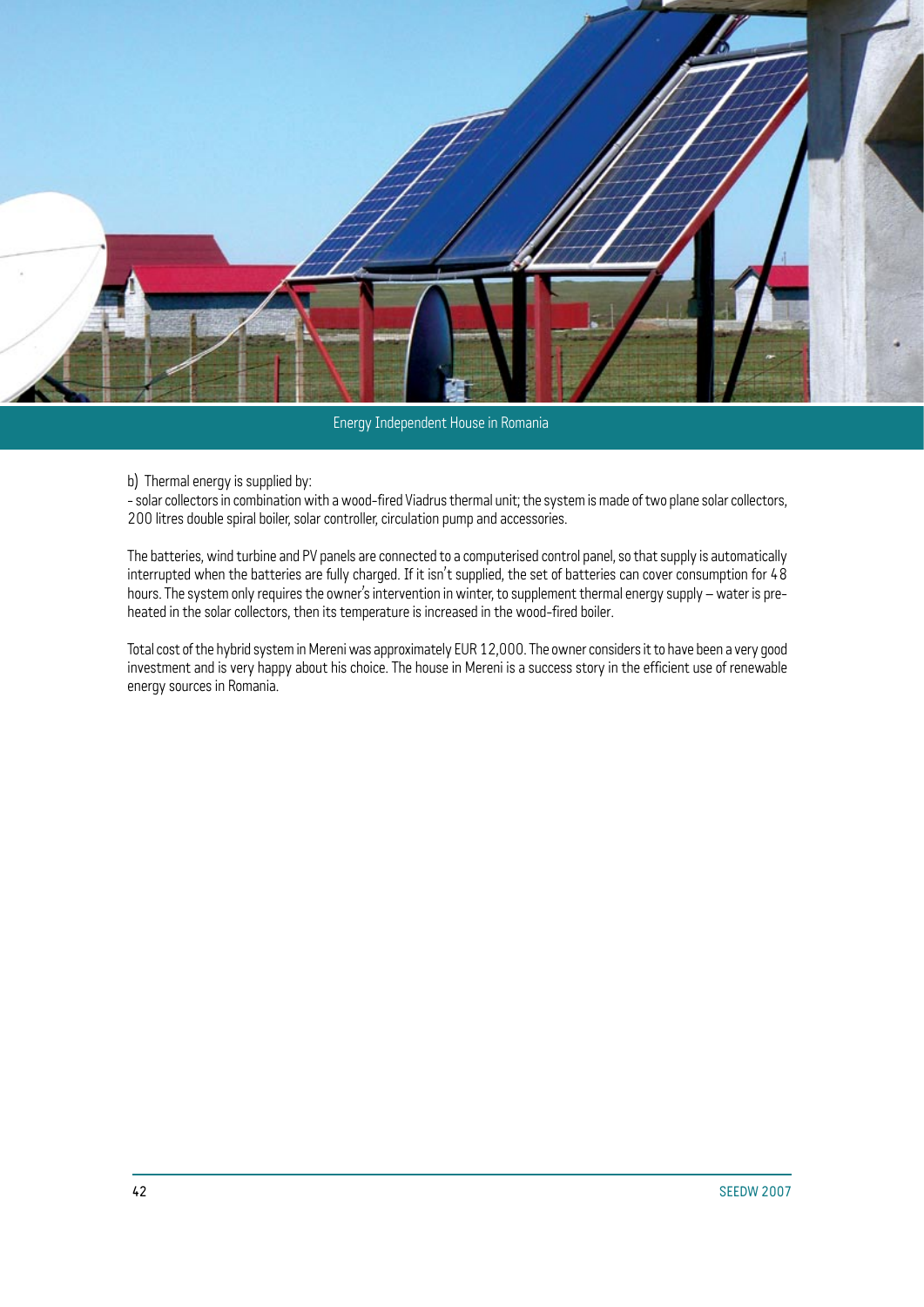Energy Independent House in Romania

b) Thermal energy is supplied by:

- solar collectors in combination with a wood-fired Viadrus thermal unit; the system is made of two plane solar collectors, 200 litres double spiral boiler, solar controller, circulation pump and accessories.

The batteries, wind turbine and PV panels are connected to a computerised control panel, so that supply is automatically interrupted when the batteries are fully charged. If it isn't supplied, the set of batteries can cover consumption for 48 hours. The system only requires the owner's intervention in winter, to supplement thermal energy supply – water is pre-heated in the solar collectors, then its temperature is increased in the wood-fired boiler.

Total cost of the hybrid system in Mereni was approximately EUR 12,000. The owner considers it to have been a very good investment and is very happy about his choice. The house in Mereni is a success story in the efficient use of renewable energy sources in Romania.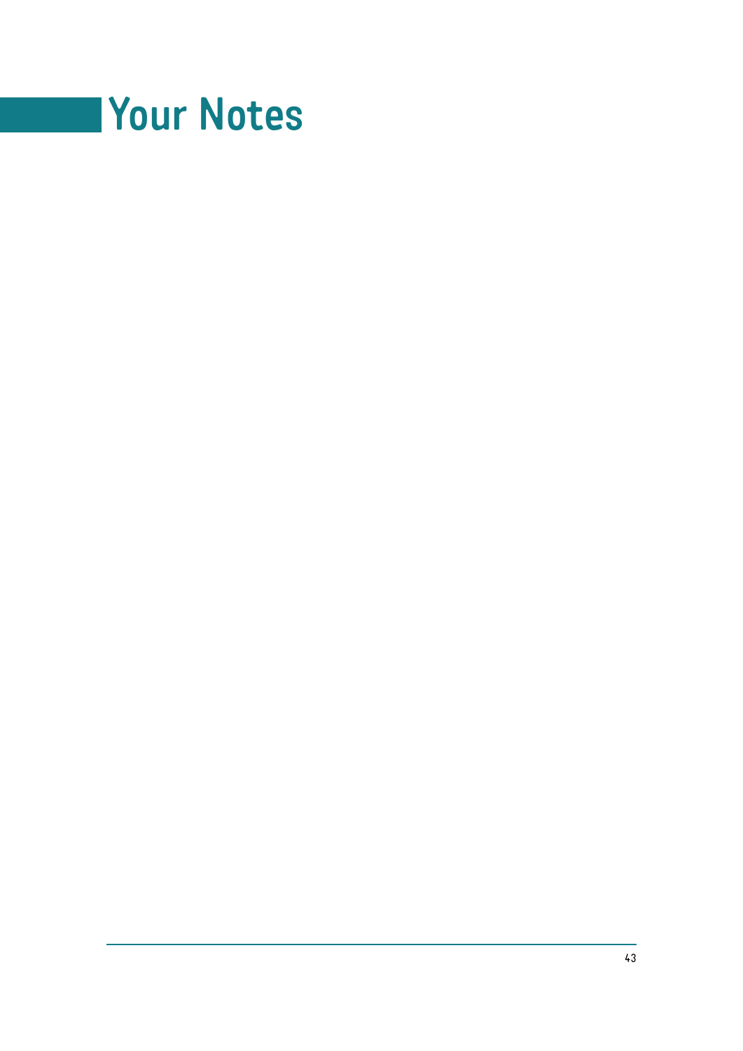# Your Notes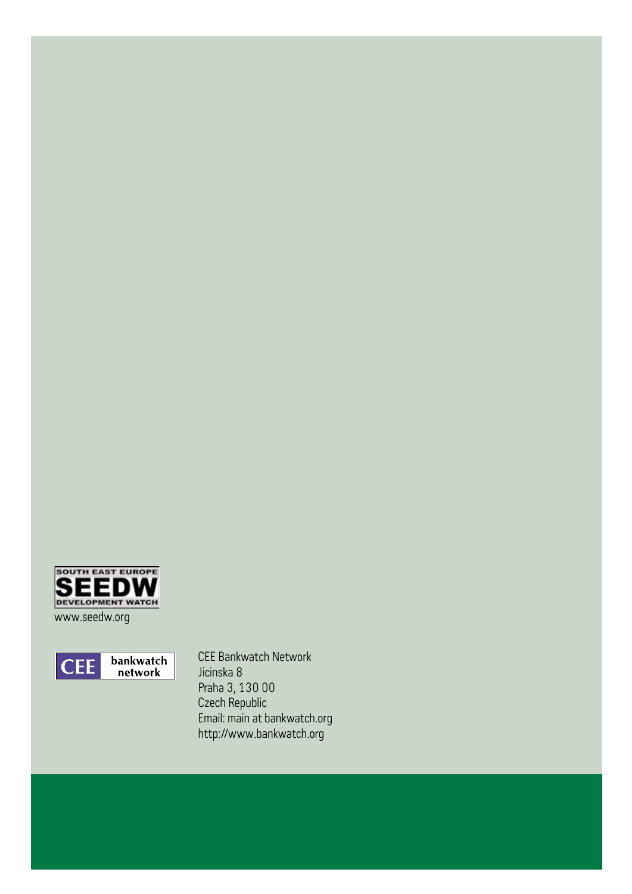SOUTH EAST EUROPE
SEEDW
DEVELOPMENT WATCH

www.seedw.org

CEE bankwatch network

CEE Bankwatch Network
Jicinska 8
Praha 3, 130 00
Czech Republic
Email: main at bankwatch.org
http://www.bankwatch.org